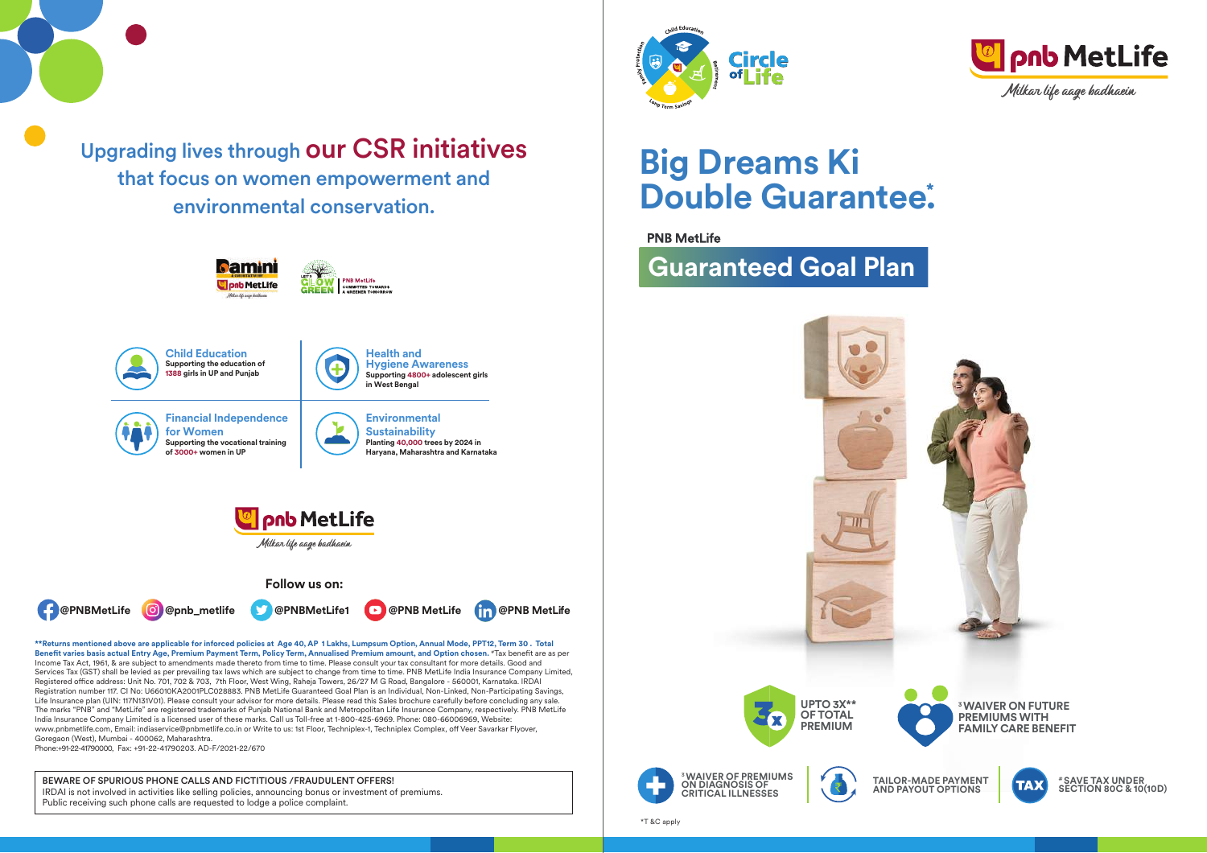# Upgrading lives through our CSR initiatives that focus on women empowerment and environmental conservation.

Damini — A CSR initiative by PNB MetLife

LET'S GLOW GREEN | PNB MetLife COMMITTED TOWARDS A GREENER TOMORROW

**Child Education**
Supporting the education of 1388 girls in UP and Punjab

**Health and Hygiene Awareness**
Supporting 4800+ adolescent girls in West Bengal

**Financial Independence for Women**
Supporting the vocational training of 3000+ women in UP

**Environmental Sustainability**
Planting 40,000 trees by 2024 in Haryana, Maharashtra and Karnataka

pnb MetLife
*Milkar life aage badhaein*

**Follow us on:**

@PNBMetLife | @pnb_metlife | @PNBMetLife1 | @PNB MetLife | @PNB MetLife

**\*\*Returns mentioned above are applicable for inforced policies at Age 40, AP 1 Lakhs, Lumpsum Option, Annual Mode, PPT12, Term 30 . Total Benefit varies basis actual Entry Age, Premium Payment Term, Policy Term, Annualised Premium amount, and Option chosen.** #Tax benefit are as per Income Tax Act, 1961, & are subject to amendments made thereto from time to time. Please consult your tax consultant for more details. Good and Services Tax (GST) shall be levied as per prevailing tax laws which are subject to change from time to time. PNB MetLife India Insurance Company Limited, Registered office address: Unit No. 701, 702 & 703, 7th Floor, West Wing, Raheja Towers, 26/27 M G Road, Bangalore - 560001, Karnataka. IRDAI Registration number 117. CI No: U66010KA2001PLC028883. PNB MetLife Guaranteed Goal Plan is an Individual, Non-Linked, Non-Participating Savings, Life Insurance plan (UIN: 117N131V01). Please consult your advisor for more details. Please read this Sales brochure carefully before concluding any sale. The marks "PNB" and "MetLife" are registered trademarks of Punjab National Bank and Metropolitan Life Insurance Company, respectively. PNB MetLife India Insurance Company Limited is a licensed user of these marks. Call us Toll-free at 1-800-425-6969. Phone: 080-66006969, Website: www.pnbmetlife.com, Email: indiaservice@pnbmetlife.co.in or Write to us: 1st Floor, Techniplex-1, Techniplex Complex, off Veer Savarkar Flyover, Goregaon (West), Mumbai - 400062, Maharashtra.
Phone:+91-22-41790000, Fax: +91-22-41790203. AD-F/2021-22/670

BEWARE OF SPURIOUS PHONE CALLS AND FICTITIOUS /FRAUDULENT OFFERS!
IRDAI is not involved in activities like selling policies, announcing bonus or investment of premiums. Public receiving such phone calls are requested to lodge a police complaint.

Circle of Life — Child Education, Retirement, Long Term Savings, Family Protection

pnb MetLife
*Milkar life aage badhaein*

# Big Dreams Ki Double Guarantee.*

PNB MetLife

## Guaranteed Goal Plan

- UPTO 3X** OF TOTAL PREMIUM
- [3] WAIVER ON FUTURE PREMIUMS WITH FAMILY CARE BENEFIT
- [3] WAIVER OF PREMIUMS ON DIAGNOSIS OF CRITICAL ILLNESSES
- TAILOR-MADE PAYMENT AND PAYOUT OPTIONS
- # SAVE TAX UNDER SECTION 80C & 10(10D)

*T &C apply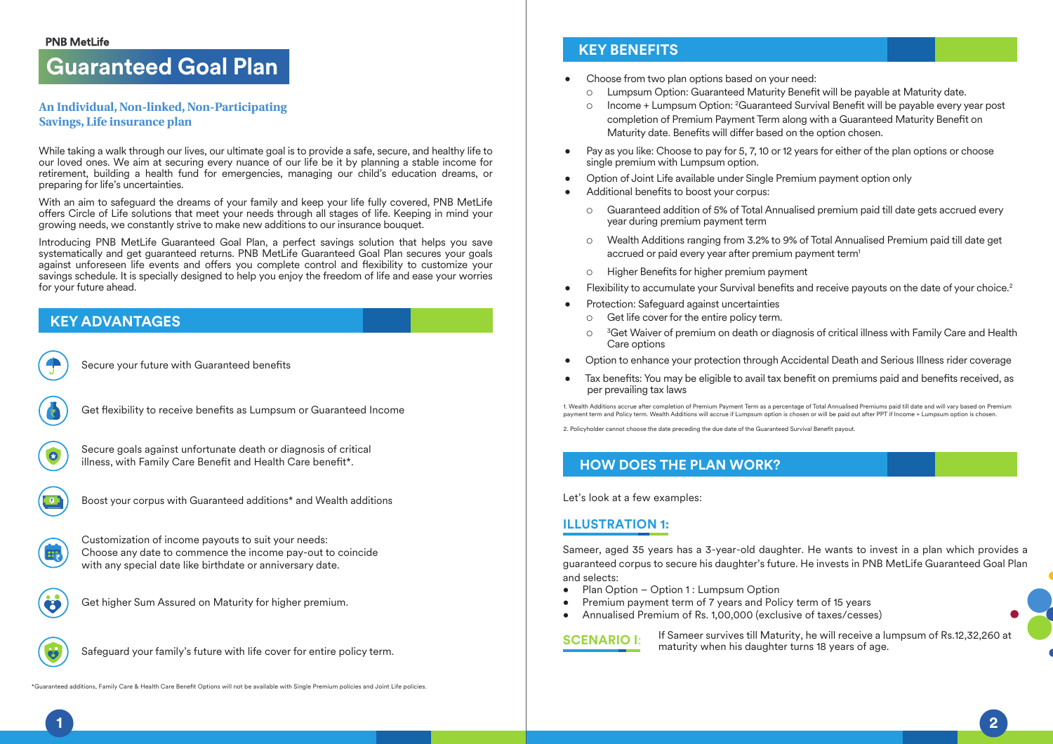PNB MetLife

# Guaranteed Goal Plan

**An Individual, Non-linked, Non-Participating Savings, Life insurance plan**

While taking a walk through our lives, our ultimate goal is to provide a safe, secure, and healthy life to our loved ones. We aim at securing every nuance of our life be it by planning a stable income for retirement, building a health fund for emergencies, managing our child's education dreams, or preparing for life's uncertainties.

With an aim to safeguard the dreams of your family and keep your life fully covered, PNB MetLife offers Circle of Life solutions that meet your needs through all stages of life. Keeping in mind your growing needs, we constantly strive to make new additions to our insurance bouquet.

Introducing PNB MetLife Guaranteed Goal Plan, a perfect savings solution that helps you save systematically and get guaranteed returns. PNB MetLife Guaranteed Goal Plan secures your goals against unforeseen life events and offers you complete control and flexibility to customize your savings schedule. It is specially designed to help you enjoy the freedom of life and ease your worries for your future ahead.

## KEY ADVANTAGES

- Secure your future with Guaranteed benefits
- Get flexibility to receive benefits as Lumpsum or Guaranteed Income
- Secure goals against unfortunate death or diagnosis of critical illness, with Family Care Benefit and Health Care benefit*.
- Boost your corpus with Guaranteed additions* and Wealth additions
- Customization of income payouts to suit your needs: Choose any date to commence the income pay-out to coincide with any special date like birthdate or anniversary date.
- Get higher Sum Assured on Maturity for higher premium.
- Safeguard your family's future with life cover for entire policy term.

*Guaranteed additions, Family Care & Health Care Benefit Options will not be available with Single Premium policies and Joint Life policies.

## KEY BENEFITS

- Choose from two plan options based on your need:
  - Lumpsum Option: Guaranteed Maturity Benefit will be payable at Maturity date.
  - Income + Lumpsum Option: [2]Guaranteed Survival Benefit will be payable every year post completion of Premium Payment Term along with a Guaranteed Maturity Benefit on Maturity date. Benefits will differ based on the option chosen.
- Pay as you like: Choose to pay for 5, 7, 10 or 12 years for either of the plan options or choose single premium with Lumpsum option.
- Option of Joint Life available under Single Premium payment option only
- Additional benefits to boost your corpus:
  - Guaranteed addition of 5% of Total Annualised premium paid till date gets accrued every year during premium payment term
  - Wealth Additions ranging from 3.2% to 9% of Total Annualised Premium paid till date get accrued or paid every year after premium payment term[1]
  - Higher Benefits for higher premium payment
- Flexibility to accumulate your Survival benefits and receive payouts on the date of your choice.[2]
- Protection: Safeguard against uncertainties
  - Get life cover for the entire policy term.
  - [3]Get Waiver of premium on death or diagnosis of critical illness with Family Care and Health Care options
- Option to enhance your protection through Accidental Death and Serious Illness rider coverage
- Tax benefits: You may be eligible to avail tax benefit on premiums paid and benefits received, as per prevailing tax laws

1. Wealth Additions accrue after completion of Premium Payment Term as a percentage of Total Annualised Premiums paid till date and will vary based on Premium payment term and Policy term. Wealth Additions will accrue if Lumpsum option is chosen or will be paid out after PPT if Income + Lumpsum option is chosen.

2. Policyholder cannot choose the date preceding the due date of the Guaranteed Survival Benefit payout.

## HOW DOES THE PLAN WORK?

Let's look at a few examples:

### ILLUSTRATION 1:

Sameer, aged 35 years has a 3-year-old daughter. He wants to invest in a plan which provides a guaranteed corpus to secure his daughter's future. He invests in PNB MetLife Guaranteed Goal Plan and selects:

- Plan Option – Option 1 : Lumpsum Option
- Premium payment term of 7 years and Policy term of 15 years
- Annualised Premium of Rs. 1,00,000 (exclusive of taxes/cesses)

**SCENARIO I:** If Sameer survives till Maturity, he will receive a lumpsum of Rs.12,32,260 at maturity when his daughter turns 18 years of age.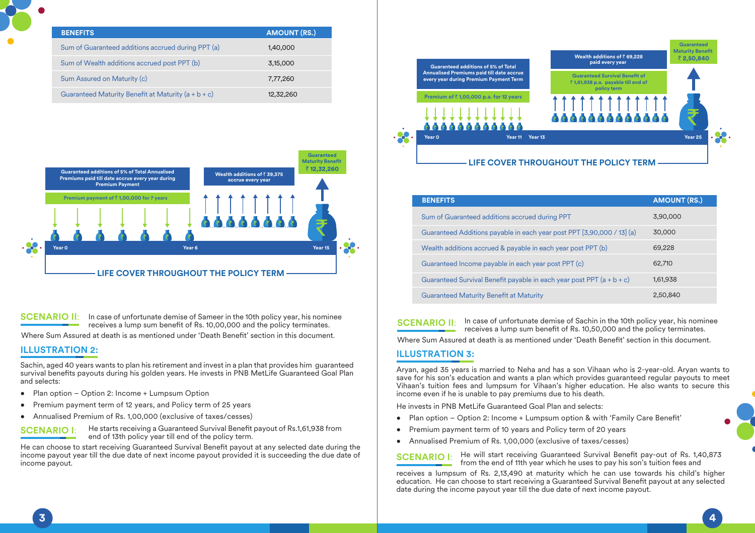| BENEFITS | AMOUNT (RS.) |
|---|---|
| Sum of Guaranteed additions accrued during PPT (a) | 1,40,000 |
| Sum of Wealth additions accrued post PPT (b) | 3,15,000 |
| Sum Assured on Maturity (c) | 7,77,260 |
| Guaranteed Maturity Benefit at Maturity (a + b + c) | 12,32,260 |

Guaranteed additions of 5% of Total Annualised Premiums paid till date accrue every year during Premium Payment

Premium payment of ₹ 1,00,000 for 7 years

Wealth additions of ₹ 39,375 accrue every year

Guaranteed Maturity Benefit ₹ 12,32,260

Year 0 | Year 6 | Year 15

LIFE COVER THROUGHOUT THE POLICY TERM

**SCENARIO II:** In case of unfortunate demise of Sameer in the 10th policy year, his nominee receives a lump sum benefit of Rs. 10,00,000 and the policy terminates.

Where Sum Assured at death is as mentioned under 'Death Benefit' section in this document.

## ILLUSTRATION 2:

Sachin, aged 40 years wants to plan his retirement and invest in a plan that provides him guaranteed survival benefits payouts during his golden years. He invests in PNB MetLife Guaranteed Goal Plan and selects:

- Plan option – Option 2: Income + Lumpsum Option
- Premium payment term of 12 years, and Policy term of 25 years
- Annualised Premium of Rs. 1,00,000 (exclusive of taxes/cesses)

**SCENARIO I:** He starts receiving a Guaranteed Survival Benefit payout of Rs.1,61,938 from end of 13th policy year till end of the policy term.

He can choose to start receiving Guaranteed Survival Benefit payout at any selected date during the income payout year till the due date of next income payout provided it is succeeding the due date of income payout.

Guaranteed additions of 5% of Total Annualised Premiums paid till date accrue every year during Premium Payment Term

Premium of ₹ 1,00,000 p.a. for 12 years

Wealth additions of ₹ 69,228 paid every year

Guaranteed Survival Benefit of ₹ 1,61,938 p.a. payable till end of policy term

Guaranteed Maturity Benefit ₹ 2,50,840

Year 0 | Year 11 | Year 13 | Year 25

LIFE COVER THROUGHOUT THE POLICY TERM

| BENEFITS | AMOUNT (RS.) |
|---|---|
| Sum of Guaranteed additions accrued during PPT | 3,90,000 |
| Guaranteed Additions payable in each year post PPT [3,90,000 / 13] (a) | 30,000 |
| Wealth additions accrued & payable in each year post PPT (b) | 69,228 |
| Guaranteed Income payable in each year post PPT (c) | 62,710 |
| Guaranteed Survival Benefit payable in each year post PPT (a + b + c) | 1,61,938 |
| Guaranteed Maturity Benefit at Maturity | 2,50,840 |

**SCENARIO II:** In case of unfortunate demise of Sachin in the 10th policy year, his nominee receives a lump sum benefit of Rs. 10,50,000 and the policy terminates.

Where Sum Assured at death is as mentioned under 'Death Benefit' section in this document.

## ILLUSTRATION 3:

Aryan, aged 35 years is married to Neha and has a son Vihaan who is 2-year-old. Aryan wants to save for his son's education and wants a plan which provides guaranteed regular payouts to meet Vihaan's tuition fees and lumpsum for Vihaan's higher education. He also wants to secure this income even if he is unable to pay premiums due to his death.

He invests in PNB MetLife Guaranteed Goal Plan and selects:

- Plan option – Option 2: Income + Lumpsum option & with 'Family Care Benefit'
- Premium payment term of 10 years and Policy term of 20 years
- Annualised Premium of Rs. 1,00,000 (exclusive of taxes/cesses)

**SCENARIO I:** He will start receiving Guaranteed Survival Benefit pay-out of Rs. 1,40,873 from the end of 11th year which he uses to pay his son's tuition fees and receives a lumpsum of Rs. 2,13,490 at maturity which he can use towards his child's higher education. He can choose to start receiving a Guaranteed Survival Benefit payout at any selected date during the income payout year till the due date of next income payout.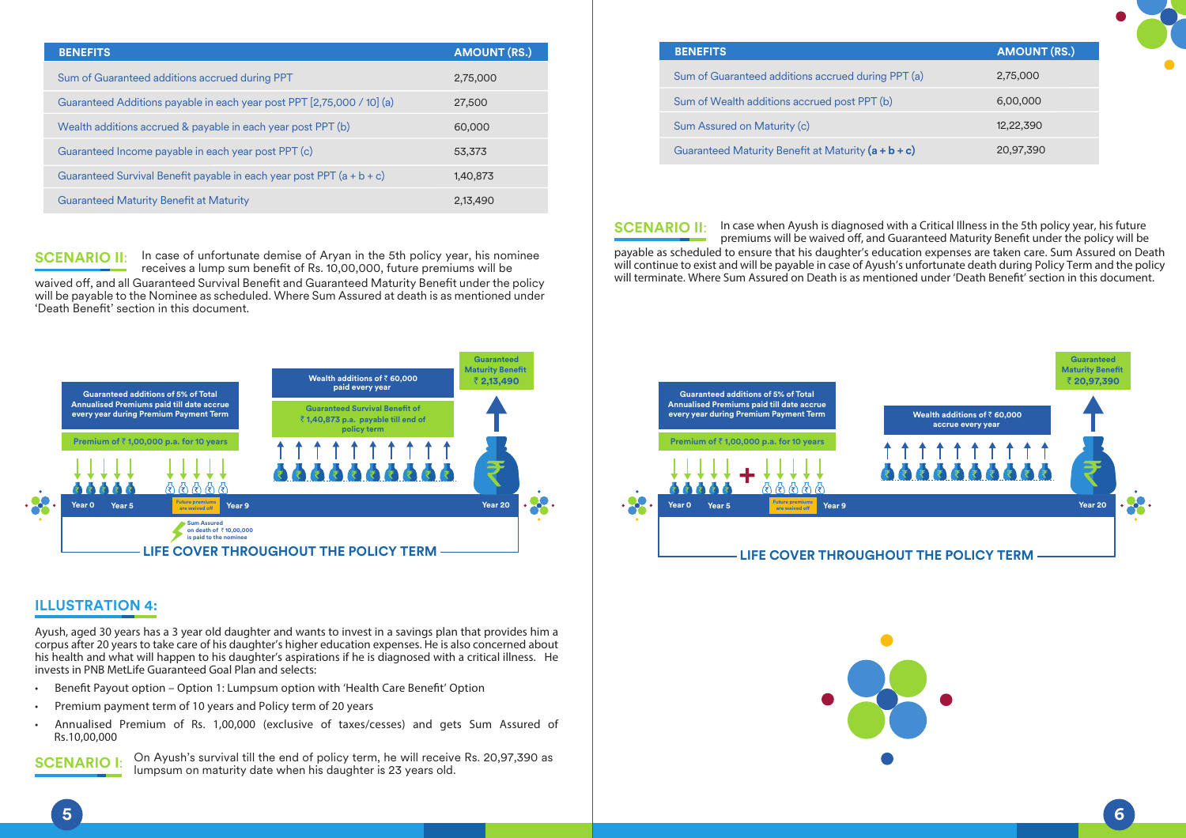| BENEFITS | AMOUNT (RS.) |
|---|---|
| Sum of Guaranteed additions accrued during PPT | 2,75,000 |
| Guaranteed Additions payable in each year post PPT [2,75,000 / 10] (a) | 27,500 |
| Wealth additions accrued & payable in each year post PPT (b) | 60,000 |
| Guaranteed Income payable in each year post PPT (c) | 53,373 |
| Guaranteed Survival Benefit payable in each year post PPT (a + b + c) | 1,40,873 |
| Guaranteed Maturity Benefit at Maturity | 2,13,490 |

**SCENARIO II:** In case of unfortunate demise of Aryan in the 5th policy year, his nominee receives a lump sum benefit of Rs. 10,00,000, future premiums will be waived off, and all Guaranteed Survival Benefit and Guaranteed Maturity Benefit under the policy will be payable to the Nominee as scheduled. Where Sum Assured at death is as mentioned under 'Death Benefit' section in this document.

Guaranteed additions of 5% of Total Annualised Premiums paid till date accrue every year during Premium Payment Term

Premium of ₹ 1,00,000 p.a. for 10 years

Wealth additions of ₹ 60,000 paid every year

Guaranteed Survival Benefit of ₹ 1,40,873 p.a. payable till end of policy term

Guaranteed Maturity Benefit ₹ 2,13,490

Year 0 Year 5 Future premiums are waived off Year 9 Year 20

Sum Assured on death of ₹ 10,00,000 is paid to the nominee

LIFE COVER THROUGHOUT THE POLICY TERM

## ILLUSTRATION 4:

Ayush, aged 30 years has a 3 year old daughter and wants to invest in a savings plan that provides him a corpus after 20 years to take care of his daughter's higher education expenses. He is also concerned about his health and what will happen to his daughter's aspirations if he is diagnosed with a critical illness. He invests in PNB MetLife Guaranteed Goal Plan and selects:

- Benefit Payout option – Option 1: Lumpsum option with 'Health Care Benefit' Option
- Premium payment term of 10 years and Policy term of 20 years
- Annualised Premium of Rs. 1,00,000 (exclusive of taxes/cesses) and gets Sum Assured of Rs.10,00,000

**SCENARIO I:** On Ayush's survival till the end of policy term, he will receive Rs. 20,97,390 as lumpsum on maturity date when his daughter is 23 years old.

| BENEFITS | AMOUNT (RS.) |
|---|---|
| Sum of Guaranteed additions accrued during PPT (a) | 2,75,000 |
| Sum of Wealth additions accrued post PPT (b) | 6,00,000 |
| Sum Assured on Maturity (c) | 12,22,390 |
| Guaranteed Maturity Benefit at Maturity **(a + b + c)** | 20,97,390 |

**SCENARIO II:** In case when Ayush is diagnosed with a Critical Illness in the 5th policy year, his future premiums will be waived off, and Guaranteed Maturity Benefit under the policy will be payable as scheduled to ensure that his daughter's education expenses are taken care. Sum Assured on Death will continue to exist and will be payable in case of Ayush's unfortunate death during Policy Term and the policy will terminate. Where Sum Assured on Death is as mentioned under 'Death Benefit' section in this document.

Guaranteed additions of 5% of Total Annualised Premiums paid till date accrue every year during Premium Payment Term

Premium of ₹ 1,00,000 p.a. for 10 years

Wealth additions of ₹ 60,000 accrue every year

Guaranteed Maturity Benefit ₹ 20,97,390

Year 0 Year 5 Future premiums are waived off Year 9 Year 20

LIFE COVER THROUGHOUT THE POLICY TERM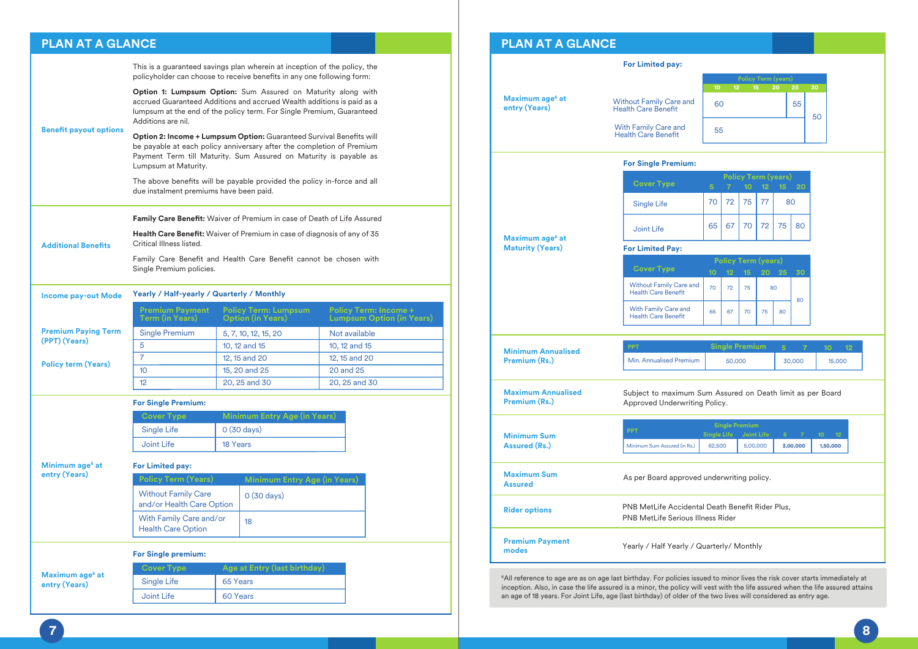## PLAN AT A GLANCE

**Benefit payout options**

This is a guaranteed savings plan wherein at inception of the policy, the policyholder can choose to receive benefits in any one following form:

**Option 1: Lumpsum Option:** Sum Assured on Maturity along with accrued Guaranteed Additions and accrued Wealth additions is paid as a lumpsum at the end of the policy term. For Single Premium, Guaranteed Additions are nil.

**Option 2: Income + Lumpsum Option:** Guaranteed Survival Benefits will be payable at each policy anniversary after the completion of Premium Payment Term till Maturity. Sum Assured on Maturity is payable as Lumpsum at Maturity.

The above benefits will be payable provided the policy in-force and all due instalment premiums have been paid.

**Additional Benefits**

**Family Care Benefit:** Waiver of Premium in case of Death of Life Assured

**Health Care Benefit:** Waiver of Premium in case of diagnosis of any of 35 Critical Illness listed.

Family Care Benefit and Health Care Benefit cannot be chosen with Single Premium policies.

**Income pay-out Mode**

Yearly / Half-yearly / Quarterly / Monthly

**Premium Paying Term (PPT) (Years)**

**Policy term (Years)**

| Premium Payment Term (in Years) | Policy Term: Lumpsum Option (in Years) | Policy Term: Income + Lumpsum Option (in Years) |
|---|---|---|
| Single Premium | 5, 7, 10, 12, 15, 20 | Not available |
| 5 | 10, 12 and 15 | 10, 12 and 15 |
| 7 | 12, 15 and 20 | 12, 15 and 20 |
| 10 | 15, 20 and 25 | 20 and 25 |
| 12 | 20, 25 and 30 | 20, 25 and 30 |

**Minimum age[6] at entry (Years)**

**For Single Premium:**

| Cover Type | Minimum Entry Age (in Years) |
|---|---|
| Single Life | 0 (30 days) |
| Joint Life | 18 Years |

**For Limited pay:**

| Policy Term (Years) | Minimum Entry Age (in Years) |
|---|---|
| Without Family Care and/or Health Care Option | 0 (30 days) |
| With Family Care and/or Health Care Option | 18 |

**Maximum age[6] at entry (Years)**

**For Single premium:**

| Cover Type | Age at Entry (last birthday) |
|---|---|
| Single Life | 65 Years |
| Joint Life | 60 Years |

**For Limited pay:**

| | Policy Term (years) 10 | 12 | 15 | 20 | 25 | 30 |
|---|---|---|---|---|---|---|
| Without Family Care and Health Care Benefit | 60 | 60 | 60 | 60 | 55 | 50 |
| With Family Care and Health Care Benefit | 55 | 55 | 55 | 55 | 55 | 50 |

**Maximum age[6] at Maturity (Years)**

**For Single Premium:**

| Cover Type | Policy Term (years) 5 | 7 | 10 | 12 | 15 | 20 |
|---|---|---|---|---|---|---|
| Single Life | 70 | 72 | 75 | 77 | 80 | 80 |
| Joint Life | 65 | 67 | 70 | 72 | 75 | 80 |

**For Limited Pay:**

| Cover Type | Policy Term (years) 10 | 12 | 15 | 20 | 25 | 30 |
|---|---|---|---|---|---|---|
| Without Family Care and Health Care Benefit | 70 | 72 | 75 | 80 | 80 | 80 |
| With Family Care and Health Care Benefit | 65 | 67 | 70 | 75 | 80 | 80 |

**Minimum Annualised Premium (Rs.)**

| PPT | Single Premium | 5 | 7 | 10 | 12 |
|---|---|---|---|---|---|
| Min. Annualised Premium | 50,000 | 30,000 | 30,000 | 15,000 | 15,000 |

**Maximum Annualised Premium (Rs.)**

Subject to maximum Sum Assured on Death limit as per Board Approved Underwriting Policy.

**Minimum Sum Assured (Rs.)**

| PPT | Single Premium: Single Life | Single Premium: Joint Life | 5 | 7 | 10 | 12 |
|---|---|---|---|---|---|---|
| Minimum Sum Assured (in Rs.) | 62,500 | 5,00,000 | 3,00,000 | 3,00,000 | 1,50,000 | 1,50,000 |

**Maximum Sum Assured**

As per Board approved underwriting policy.

**Rider options**

PNB MetLife Accidental Death Benefit Rider Plus,
PNB MetLife Serious Illness Rider

**Premium Payment modes**

Yearly / Half Yearly / Quarterly/ Monthly

[6]All reference to age are as on age last birthday. For policies issued to minor lives the risk cover starts immediately at inception. Also, in case the life assured is a minor, the policy will vest with the life assured when the life assured attains an age of 18 years. For Joint Life, age (last birthday) of older of the two lives will considered as entry age.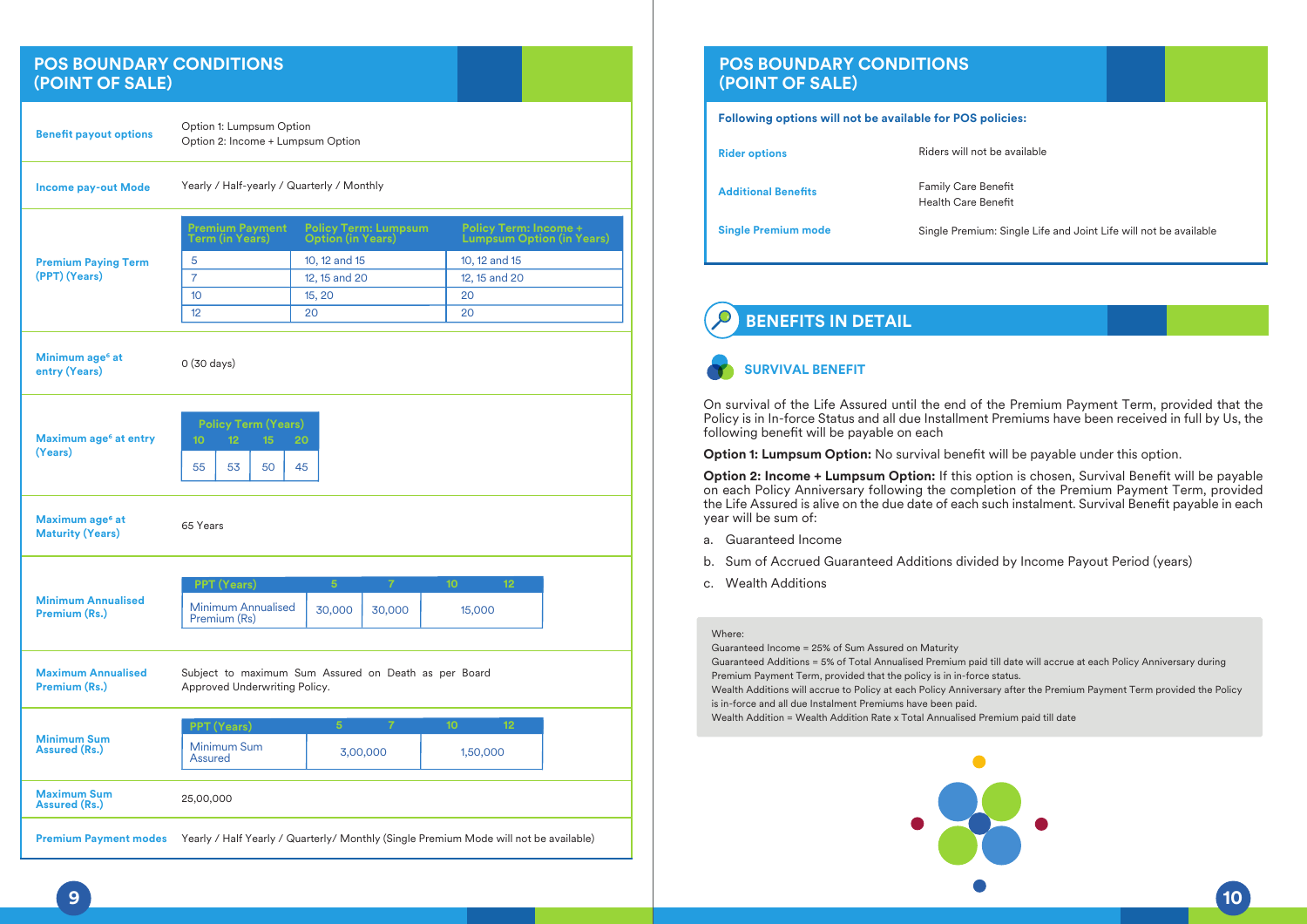## POS BOUNDARY CONDITIONS (POINT OF SALE)

| | |
|---|---|
| **Benefit payout options** | Option 1: Lumpsum Option<br>Option 2: Income + Lumpsum Option |
| **Income pay-out Mode** | Yearly / Half-yearly / Quarterly / Monthly |

**Premium Paying Term (PPT) (Years)**

| Premium Payment Term (in Years) | Policy Term: Lumpsum Option (in Years) | Policy Term: Income + Lumpsum Option (in Years) |
|---|---|---|
| 5 | 10, 12 and 15 | 10, 12 and 15 |
| 7 | 12, 15 and 20 | 12, 15 and 20 |
| 10 | 15, 20 | 20 |
| 12 | 20 | 20 |

**Minimum age[6] at entry (Years)**: 0 (30 days)

**Maximum age[6] at entry (Years)**

| Policy Term (Years) | | | |
|---|---|---|---|
| 10 | 12 | 15 | 20 |
| 55 | 53 | 50 | 45 |

**Maximum age[6] at Maturity (Years)**: 65 Years

**Minimum Annualised Premium (Rs.)**

| PPT (Years) | 5 | 7 | 10 | 12 |
|---|---|---|---|---|
| Minimum Annualised Premium (Rs) | 30,000 | 30,000 | 15,000 | |

**Maximum Annualised Premium (Rs.)**: Subject to maximum Sum Assured on Death as per Board Approved Underwriting Policy.

**Minimum Sum Assured (Rs.)**

| PPT (Years) | 5 | 7 | 10 | 12 |
|---|---|---|---|---|
| Minimum Sum Assured | 3,00,000 | | 1,50,000 | |

**Maximum Sum Assured (Rs.)**: 25,00,000

**Premium Payment modes**: Yearly / Half Yearly / Quarterly/ Monthly (Single Premium Mode will not be available)

## POS BOUNDARY CONDITIONS (POINT OF SALE)

**Following options will not be available for POS policies:**

| | |
|---|---|
| **Rider options** | Riders will not be available |
| **Additional Benefits** | Family Care Benefit<br>Health Care Benefit |
| **Single Premium mode** | Single Premium: Single Life and Joint Life will not be available |

## BENEFITS IN DETAIL

### SURVIVAL BENEFIT

On survival of the Life Assured until the end of the Premium Payment Term, provided that the Policy is in In-force Status and all due Installment Premiums have been received in full by Us, the following benefit will be payable on each

**Option 1: Lumpsum Option:** No survival benefit will be payable under this option.

**Option 2: Income + Lumpsum Option:** If this option is chosen, Survival Benefit will be payable on each Policy Anniversary following the completion of the Premium Payment Term, provided the Life Assured is alive on the due date of each such instalment. Survival Benefit payable in each year will be sum of:

a. Guaranteed Income
b. Sum of Accrued Guaranteed Additions divided by Income Payout Period (years)
c. Wealth Additions

Where:
Guaranteed Income = 25% of Sum Assured on Maturity
Guaranteed Additions = 5% of Total Annualised Premium paid till date will accrue at each Policy Anniversary during Premium Payment Term, provided that the policy is in in-force status.
Wealth Additions will accrue to Policy at each Policy Anniversary after the Premium Payment Term provided the Policy is in-force and all due Instalment Premiums have been paid.
Wealth Addition = Wealth Addition Rate x Total Annualised Premium paid till date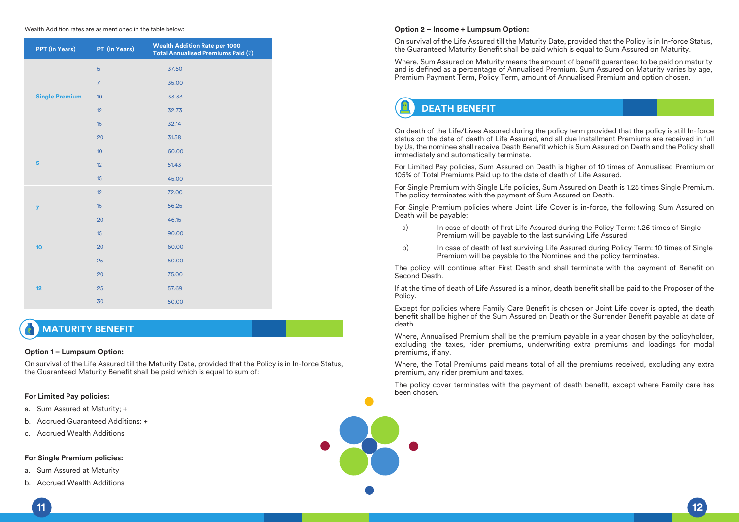Wealth Addition rates are as mentioned in the table below:

| PPT (in Years) | PT (in Years) | Wealth Addition Rate per 1000 Total Annualised Premiums Paid (₹) |
|---|---|---|
| Single Premium | 5 | 37.50 |
| | 7 | 35.00 |
| | 10 | 33.33 |
| | 12 | 32.73 |
| | 15 | 32.14 |
| | 20 | 31.58 |
| 5 | 10 | 60.00 |
| | 12 | 51.43 |
| | 15 | 45.00 |
| 7 | 12 | 72.00 |
| | 15 | 56.25 |
| | 20 | 46.15 |
| 10 | 15 | 90.00 |
| | 20 | 60.00 |
| | 25 | 50.00 |
| 12 | 20 | 75.00 |
| | 25 | 57.69 |
| | 30 | 50.00 |

## MATURITY BENEFIT

**Option 1 – Lumpsum Option:**

On survival of the Life Assured till the Maturity Date, provided that the Policy is in In-force Status, the Guaranteed Maturity Benefit shall be paid which is equal to sum of:

**For Limited Pay policies:**

a. Sum Assured at Maturity; +
b. Accrued Guaranteed Additions; +
c. Accrued Wealth Additions

**For Single Premium policies:**

a. Sum Assured at Maturity
b. Accrued Wealth Additions

**Option 2 – Income + Lumpsum Option:**

On survival of the Life Assured till the Maturity Date, provided that the Policy is in In-force Status, the Guaranteed Maturity Benefit shall be paid which is equal to Sum Assured on Maturity.

Where, Sum Assured on Maturity means the amount of benefit guaranteed to be paid on maturity and is defined as a percentage of Annualised Premium. Sum Assured on Maturity varies by age, Premium Payment Term, Policy Term, amount of Annualised Premium and option chosen.

## DEATH BENEFIT

On death of the Life/Lives Assured during the policy term provided that the policy is still In-force status on the date of death of Life Assured, and all due Installment Premiums are received in full by Us, the nominee shall receive Death Benefit which is Sum Assured on Death and the Policy shall immediately and automatically terminate.

For Limited Pay policies, Sum Assured on Death is higher of 10 times of Annualised Premium or 105% of Total Premiums Paid up to the date of death of Life Assured.

For Single Premium with Single Life policies, Sum Assured on Death is 1.25 times Single Premium. The policy terminates with the payment of Sum Assured on Death.

For Single Premium policies where Joint Life Cover is in-force, the following Sum Assured on Death will be payable:

a) In case of death of first Life Assured during the Policy Term: 1.25 times of Single Premium will be payable to the last surviving Life Assured

b) In case of death of last surviving Life Assured during Policy Term: 10 times of Single Premium will be payable to the Nominee and the policy terminates.

The policy will continue after First Death and shall terminate with the payment of Benefit on Second Death.

If at the time of death of Life Assured is a minor, death benefit shall be paid to the Proposer of the Policy.

Except for policies where Family Care Benefit is chosen or Joint Life cover is opted, the death benefit shall be higher of the Sum Assured on Death or the Surrender Benefit payable at date of death.

Where, Annualised Premium shall be the premium payable in a year chosen by the policyholder, excluding the taxes, rider premiums, underwriting extra premiums and loadings for modal premiums, if any.

Where, the Total Premiums paid means total of all the premiums received, excluding any extra premium, any rider premium and taxes.

The policy cover terminates with the payment of death benefit, except where Family care has been chosen.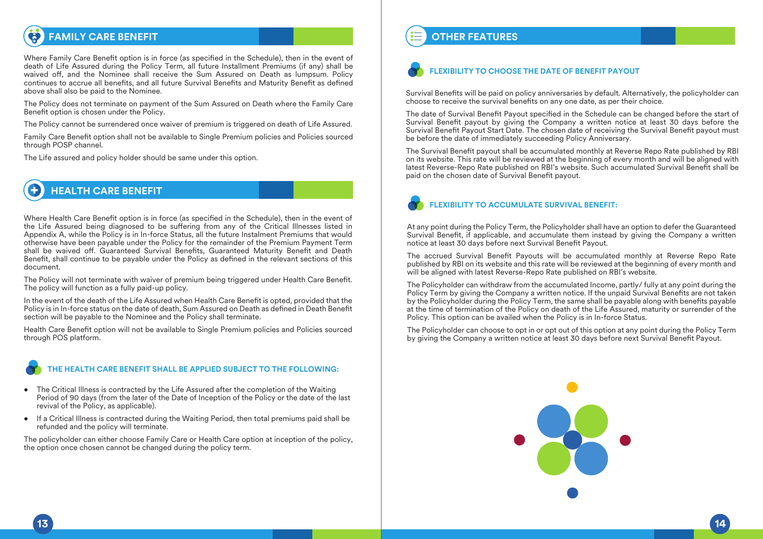## FAMILY CARE BENEFIT

Where Family Care Benefit option is in force (as specified in the Schedule), then in the event of death of Life Assured during the Policy Term, all future Installment Premiums (if any) shall be waived off, and the Nominee shall receive the Sum Assured on Death as lumpsum. Policy continues to accrue all benefits, and all future Survival Benefits and Maturity Benefit as defined above shall also be paid to the Nominee.

The Policy does not terminate on payment of the Sum Assured on Death where the Family Care Benefit option is chosen under the Policy.

The Policy cannot be surrendered once waiver of premium is triggered on death of Life Assured.

Family Care Benefit option shall not be available to Single Premium policies and Policies sourced through POSP channel.

The Life assured and policy holder should be same under this option.

## HEALTH CARE BENEFIT

Where Health Care Benefit option is in force (as specified in the Schedule), then in the event of the Life Assured being diagnosed to be suffering from any of the Critical Illnesses listed in Appendix A, while the Policy is in In-force Status, all the future Instalment Premiums that would otherwise have been payable under the Policy for the remainder of the Premium Payment Term shall be waived off. Guaranteed Survival Benefits, Guaranteed Maturity Benefit and Death Benefit, shall continue to be payable under the Policy as defined in the relevant sections of this document.

The Policy will not terminate with waiver of premium being triggered under Health Care Benefit. The policy will function as a fully paid-up policy.

In the event of the death of the Life Assured when Health Care Benefit is opted, provided that the Policy is in In-force status on the date of death, Sum Assured on Death as defined in Death Benefit section will be payable to the Nominee and the Policy shall terminate.

Health Care Benefit option will not be available to Single Premium policies and Policies sourced through POS platform.

### THE HEALTH CARE BENEFIT SHALL BE APPLIED SUBJECT TO THE FOLLOWING:

- The Critical Illness is contracted by the Life Assured after the completion of the Waiting Period of 90 days (from the later of the Date of Inception of the Policy or the date of the last revival of the Policy, as applicable).
- If a Critical Illness is contracted during the Waiting Period, then total premiums paid shall be refunded and the policy will terminate.

The policyholder can either choose Family Care or Health Care option at inception of the policy, the option once chosen cannot be changed during the policy term.

## OTHER FEATURES

### FLEXIBILITY TO CHOOSE THE DATE OF BENEFIT PAYOUT

Survival Benefits will be paid on policy anniversaries by default. Alternatively, the policyholder can choose to receive the survival benefits on any one date, as per their choice.

The date of Survival Benefit Payout specified in the Schedule can be changed before the start of Survival Benefit payout by giving the Company a written notice at least 30 days before the Survival Benefit Payout Start Date. The chosen date of receiving the Survival Benefit payout must be before the date of immediately succeeding Policy Anniversary.

The Survival Benefit payout shall be accumulated monthly at Reverse Repo Rate published by RBI on its website. This rate will be reviewed at the beginning of every month and will be aligned with latest Reverse-Repo Rate published on RBI's website. Such accumulated Survival Benefit shall be paid on the chosen date of Survival Benefit payout.

### FLEXIBILITY TO ACCUMULATE SURVIVAL BENEFIT:

At any point during the Policy Term, the Policyholder shall have an option to defer the Guaranteed Survival Benefit, if applicable, and accumulate them instead by giving the Company a written notice at least 30 days before next Survival Benefit Payout.

The accrued Survival Benefit Payouts will be accumulated monthly at Reverse Repo Rate published by RBI on its website and this rate will be reviewed at the beginning of every month and will be aligned with latest Reverse-Repo Rate published on RBI's website.

The Policyholder can withdraw from the accumulated Income, partly/ fully at any point during the Policy Term by giving the Company a written notice. If the unpaid Survival Benefits are not taken by the Policyholder during the Policy Term, the same shall be payable along with benefits payable at the time of termination of the Policy on death of the Life Assured, maturity or surrender of the Policy. This option can be availed when the Policy is in In-force Status.

The Policyholder can choose to opt in or opt out of this option at any point during the Policy Term by giving the Company a written notice at least 30 days before next Survival Benefit Payout.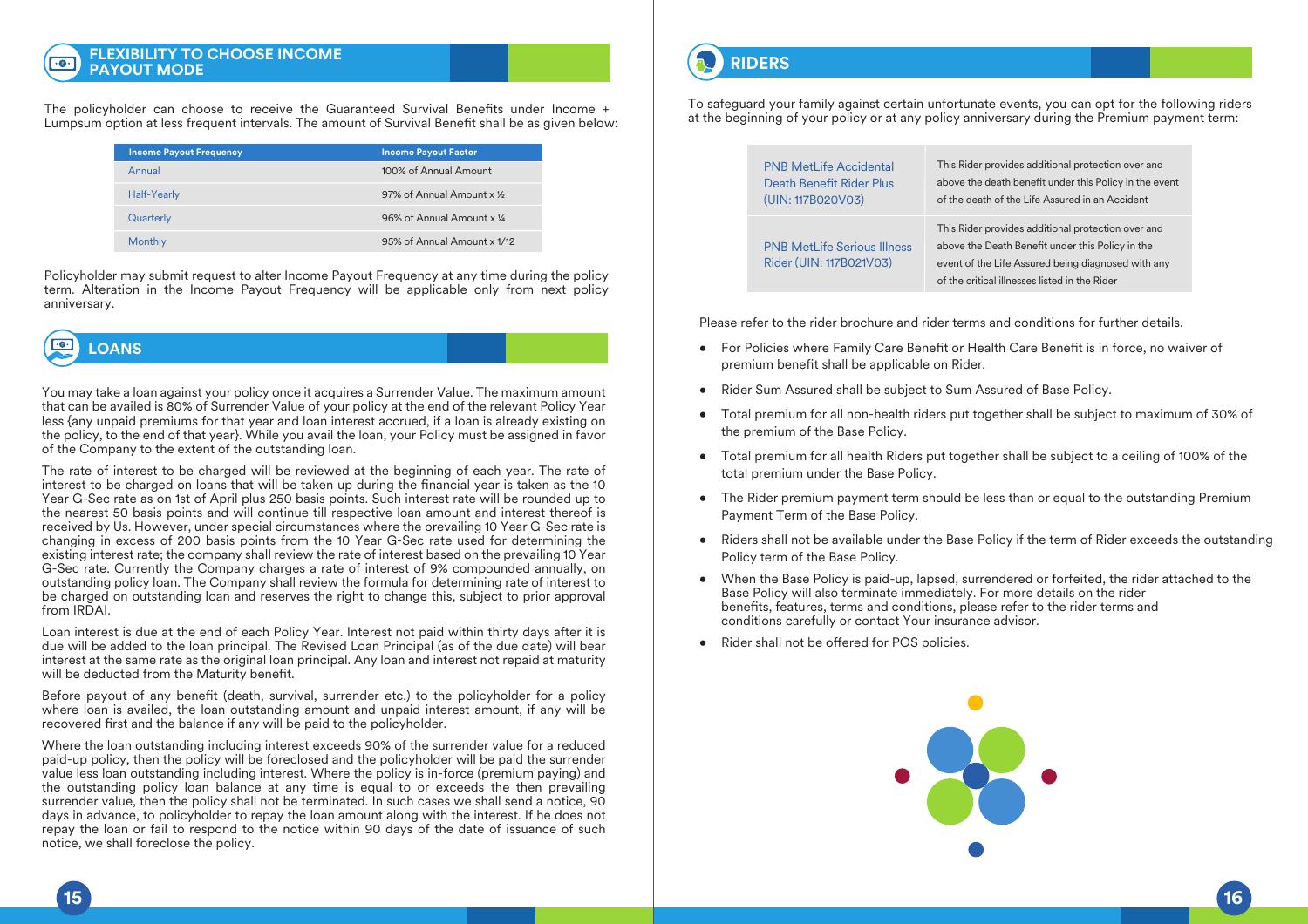## FLEXIBILITY TO CHOOSE INCOME PAYOUT MODE

The policyholder can choose to receive the Guaranteed Survival Benefits under Income + Lumpsum option at less frequent intervals. The amount of Survival Benefit shall be as given below:

| Income Payout Frequency | Income Payout Factor |
|---|---|
| Annual | 100% of Annual Amount |
| Half-Yearly | 97% of Annual Amount x ½ |
| Quarterly | 96% of Annual Amount x ¼ |
| Monthly | 95% of Annual Amount x 1/12 |

Policyholder may submit request to alter Income Payout Frequency at any time during the policy term. Alteration in the Income Payout Frequency will be applicable only from next policy anniversary.

## LOANS

You may take a loan against your policy once it acquires a Surrender Value. The maximum amount that can be availed is 80% of Surrender Value of your policy at the end of the relevant Policy Year less {any unpaid premiums for that year and loan interest accrued, if a loan is already existing on the policy, to the end of that year}. While you avail the loan, your Policy must be assigned in favor of the Company to the extent of the outstanding loan.

The rate of interest to be charged will be reviewed at the beginning of each year. The rate of interest to be charged on loans that will be taken up during the financial year is taken as the 10 Year G-Sec rate as on 1st of April plus 250 basis points. Such interest rate will be rounded up to the nearest 50 basis points and will continue till respective loan amount and interest thereof is received by Us. However, under special circumstances where the prevailing 10 Year G-Sec rate is changing in excess of 200 basis points from the 10 Year G-Sec rate used for determining the existing interest rate; the company shall review the rate of interest based on the prevailing 10 Year G-Sec rate. Currently the Company charges a rate of interest of 9% compounded annually, on outstanding policy loan. The Company shall review the formula for determining rate of interest to be charged on outstanding loan and reserves the right to change this, subject to prior approval from IRDAI.

Loan interest is due at the end of each Policy Year. Interest not paid within thirty days after it is due will be added to the loan principal. The Revised Loan Principal (as of the due date) will bear interest at the same rate as the original loan principal. Any loan and interest not repaid at maturity will be deducted from the Maturity benefit.

Before payout of any benefit (death, survival, surrender etc.) to the policyholder for a policy where loan is availed, the loan outstanding amount and unpaid interest amount, if any will be recovered first and the balance if any will be paid to the policyholder.

Where the loan outstanding including interest exceeds 90% of the surrender value for a reduced paid-up policy, then the policy will be foreclosed and the policyholder will be paid the surrender value less loan outstanding including interest. Where the policy is in-force (premium paying) and the outstanding policy loan balance at any time is equal to or exceeds the then prevailing surrender value, then the policy shall not be terminated. In such cases we shall send a notice, 90 days in advance, to policyholder to repay the loan amount along with the interest. If he does not repay the loan or fail to respond to the notice within 90 days of the date of issuance of such notice, we shall foreclose the policy.

## RIDERS

To safeguard your family against certain unfortunate events, you can opt for the following riders at the beginning of your policy or at any policy anniversary during the Premium payment term:

| | |
|---|---|
| PNB MetLife Accidental Death Benefit Rider Plus (UIN: 117B020V03) | This Rider provides additional protection over and above the death benefit under this Policy in the event of the death of the Life Assured in an Accident |
| PNB MetLife Serious Illness Rider (UIN: 117B021V03) | This Rider provides additional protection over and above the Death Benefit under this Policy in the event of the Life Assured being diagnosed with any of the critical illnesses listed in the Rider |

Please refer to the rider brochure and rider terms and conditions for further details.

- For Policies where Family Care Benefit or Health Care Benefit is in force, no waiver of premium benefit shall be applicable on Rider.
- Rider Sum Assured shall be subject to Sum Assured of Base Policy.
- Total premium for all non-health riders put together shall be subject to maximum of 30% of the premium of the Base Policy.
- Total premium for all health Riders put together shall be subject to a ceiling of 100% of the total premium under the Base Policy.
- The Rider premium payment term should be less than or equal to the outstanding Premium Payment Term of the Base Policy.
- Riders shall not be available under the Base Policy if the term of Rider exceeds the outstanding Policy term of the Base Policy.
- When the Base Policy is paid-up, lapsed, surrendered or forfeited, the rider attached to the Base Policy will also terminate immediately. For more details on the rider benefits, features, terms and conditions, please refer to the rider terms and conditions carefully or contact Your insurance advisor.
- Rider shall not be offered for POS policies.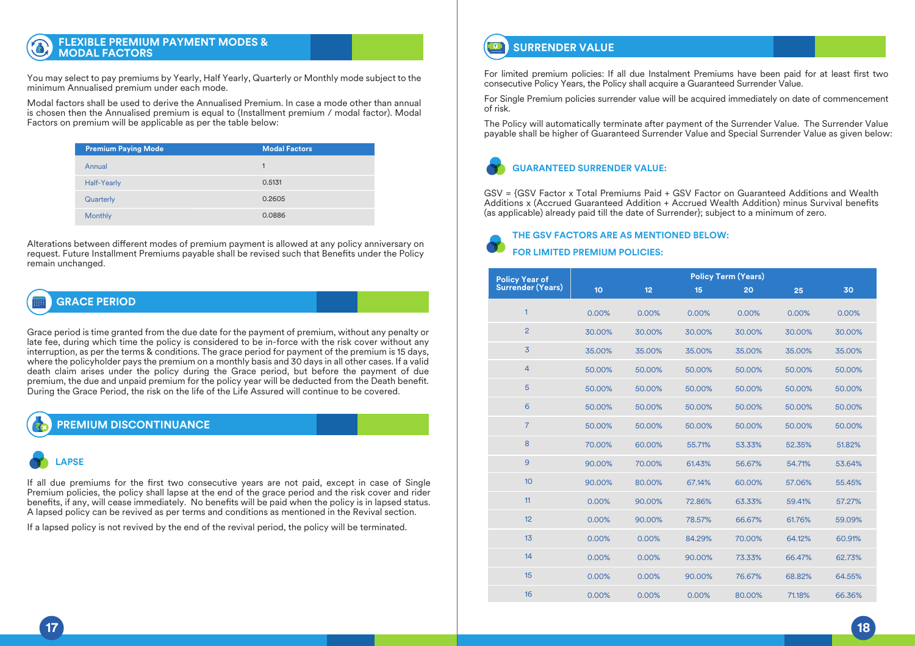## FLEXIBLE PREMIUM PAYMENT MODES & MODAL FACTORS

You may select to pay premiums by Yearly, Half Yearly, Quarterly or Monthly mode subject to the minimum Annualised premium under each mode.

Modal factors shall be used to derive the Annualised Premium. In case a mode other than annual is chosen then the Annualised premium is equal to (Installment premium / modal factor). Modal Factors on premium will be applicable as per the table below:

| Premium Paying Mode | Modal Factors |
|---|---|
| Annual | 1 |
| Half-Yearly | 0.5131 |
| Quarterly | 0.2605 |
| Monthly | 0.0886 |

Alterations between different modes of premium payment is allowed at any policy anniversary on request. Future Installment Premiums payable shall be revised such that Benefits under the Policy remain unchanged.

## GRACE PERIOD

Grace period is time granted from the due date for the payment of premium, without any penalty or late fee, during which time the policy is considered to be in-force with the risk cover without any interruption, as per the terms & conditions. The grace period for payment of the premium is 15 days, where the policyholder pays the premium on a monthly basis and 30 days in all other cases. If a valid death claim arises under the policy during the Grace period, but before the payment of due premium, the due and unpaid premium for the policy year will be deducted from the Death benefit. During the Grace Period, the risk on the life of the Life Assured will continue to be covered.

## PREMIUM DISCONTINUANCE

### LAPSE

If all due premiums for the first two consecutive years are not paid, except in case of Single Premium policies, the policy shall lapse at the end of the grace period and the risk cover and rider benefits, if any, will cease immediately. No benefits will be paid when the policy is in lapsed status. A lapsed policy can be revived as per terms and conditions as mentioned in the Revival section.

If a lapsed policy is not revived by the end of the revival period, the policy will be terminated.

## SURRENDER VALUE

For limited premium policies: If all due Instalment Premiums have been paid for at least first two consecutive Policy Years, the Policy shall acquire a Guaranteed Surrender Value.

For Single Premium policies surrender value will be acquired immediately on date of commencement of risk.

The Policy will automatically terminate after payment of the Surrender Value. The Surrender Value payable shall be higher of Guaranteed Surrender Value and Special Surrender Value as given below:

### GUARANTEED SURRENDER VALUE:

GSV = {GSV Factor x Total Premiums Paid + GSV Factor on Guaranteed Additions and Wealth Additions x (Accrued Guaranteed Addition + Accrued Wealth Addition) minus Survival benefits (as applicable) already paid till the date of Surrender}; subject to a minimum of zero.

### THE GSV FACTORS ARE AS MENTIONED BELOW:

### FOR LIMITED PREMIUM POLICIES:

| Policy Year of Surrender (Years) | Policy Term (Years) | | | | | |
|---|---|---|---|---|---|---|
| | 10 | 12 | 15 | 20 | 25 | 30 |
| 1 | 0.00% | 0.00% | 0.00% | 0.00% | 0.00% | 0.00% |
| 2 | 30.00% | 30.00% | 30.00% | 30.00% | 30.00% | 30.00% |
| 3 | 35.00% | 35.00% | 35.00% | 35.00% | 35.00% | 35.00% |
| 4 | 50.00% | 50.00% | 50.00% | 50.00% | 50.00% | 50.00% |
| 5 | 50.00% | 50.00% | 50.00% | 50.00% | 50.00% | 50.00% |
| 6 | 50.00% | 50.00% | 50.00% | 50.00% | 50.00% | 50.00% |
| 7 | 50.00% | 50.00% | 50.00% | 50.00% | 50.00% | 50.00% |
| 8 | 70.00% | 60.00% | 55.71% | 53.33% | 52.35% | 51.82% |
| 9 | 90.00% | 70.00% | 61.43% | 56.67% | 54.71% | 53.64% |
| 10 | 90.00% | 80.00% | 67.14% | 60.00% | 57.06% | 55.45% |
| 11 | 0.00% | 90.00% | 72.86% | 63.33% | 59.41% | 57.27% |
| 12 | 0.00% | 90.00% | 78.57% | 66.67% | 61.76% | 59.09% |
| 13 | 0.00% | 0.00% | 84.29% | 70.00% | 64.12% | 60.91% |
| 14 | 0.00% | 0.00% | 90.00% | 73.33% | 66.47% | 62.73% |
| 15 | 0.00% | 0.00% | 90.00% | 76.67% | 68.82% | 64.55% |
| 16 | 0.00% | 0.00% | 0.00% | 80.00% | 71.18% | 66.36% |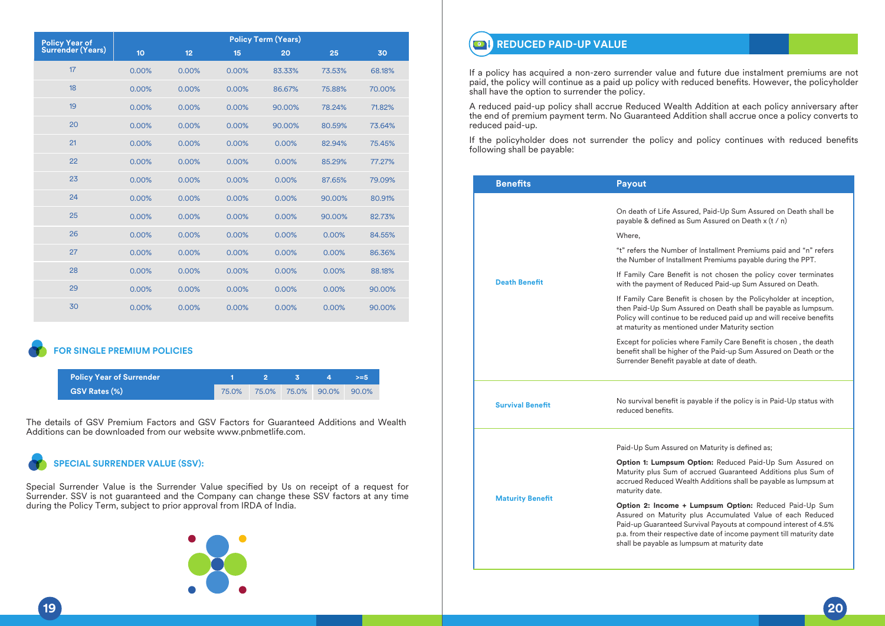| Policy Year of Surrender (Years) | Policy Term (Years) | | | | | |
|---|---|---|---|---|---|---|
| | 10 | 12 | 15 | 20 | 25 | 30 |
| 17 | 0.00% | 0.00% | 0.00% | 83.33% | 73.53% | 68.18% |
| 18 | 0.00% | 0.00% | 0.00% | 86.67% | 75.88% | 70.00% |
| 19 | 0.00% | 0.00% | 0.00% | 90.00% | 78.24% | 71.82% |
| 20 | 0.00% | 0.00% | 0.00% | 90.00% | 80.59% | 73.64% |
| 21 | 0.00% | 0.00% | 0.00% | 0.00% | 82.94% | 75.45% |
| 22 | 0.00% | 0.00% | 0.00% | 0.00% | 85.29% | 77.27% |
| 23 | 0.00% | 0.00% | 0.00% | 0.00% | 87.65% | 79.09% |
| 24 | 0.00% | 0.00% | 0.00% | 0.00% | 90.00% | 80.91% |
| 25 | 0.00% | 0.00% | 0.00% | 0.00% | 90.00% | 82.73% |
| 26 | 0.00% | 0.00% | 0.00% | 0.00% | 0.00% | 84.55% |
| 27 | 0.00% | 0.00% | 0.00% | 0.00% | 0.00% | 86.36% |
| 28 | 0.00% | 0.00% | 0.00% | 0.00% | 0.00% | 88.18% |
| 29 | 0.00% | 0.00% | 0.00% | 0.00% | 0.00% | 90.00% |
| 30 | 0.00% | 0.00% | 0.00% | 0.00% | 0.00% | 90.00% |

## FOR SINGLE PREMIUM POLICIES

| Policy Year of Surrender | 1 | 2 | 3 | 4 | >=5 |
|---|---|---|---|---|---|
| GSV Rates (%) | 75.0% | 75.0% | 75.0% | 90.0% | 90.0% |

The details of GSV Premium Factors and GSV Factors for Guaranteed Additions and Wealth Additions can be downloaded from our website www.pnbmetlife.com.

## SPECIAL SURRENDER VALUE (SSV):

Special Surrender Value is the Surrender Value specified by Us on receipt of a request for Surrender. SSV is not guaranteed and the Company can change these SSV factors at any time during the Policy Term, subject to prior approval from IRDA of India.

## REDUCED PAID-UP VALUE

If a policy has acquired a non-zero surrender value and future due instalment premiums are not paid, the policy will continue as a paid up policy with reduced benefits. However, the policyholder shall have the option to surrender the policy.

A reduced paid-up policy shall accrue Reduced Wealth Addition at each policy anniversary after the end of premium payment term. No Guaranteed Addition shall accrue once a policy converts to reduced paid-up.

If the policyholder does not surrender the policy and policy continues with reduced benefits following shall be payable:

| Benefits | Payout |
|---|---|
| **Death Benefit** | On death of Life Assured, Paid-Up Sum Assured on Death shall be payable & defined as Sum Assured on Death x (t / n)<br><br>Where,<br><br>"t" refers the Number of Installment Premiums paid and "n" refers the Number of Installment Premiums payable during the PPT.<br><br>If Family Care Benefit is not chosen the policy cover terminates with the payment of Reduced Paid-up Sum Assured on Death.<br><br>If Family Care Benefit is chosen by the Policyholder at inception, then Paid-Up Sum Assured on Death shall be payable as lumpsum. Policy will continue to be reduced paid up and will receive benefits at maturity as mentioned under Maturity section<br><br>Except for policies where Family Care Benefit is chosen , the death benefit shall be higher of the Paid-up Sum Assured on Death or the Surrender Benefit payable at date of death. |
| **Survival Benefit** | No survival benefit is payable if the policy is in Paid-Up status with reduced benefits. |
| **Maturity Benefit** | Paid-Up Sum Assured on Maturity is defined as;<br><br>**Option 1: Lumpsum Option:** Reduced Paid-Up Sum Assured on Maturity plus Sum of accrued Guaranteed Additions plus Sum of accrued Reduced Wealth Additions shall be payable as lumpsum at maturity date.<br><br>**Option 2: Income + Lumpsum Option:** Reduced Paid-Up Sum Assured on Maturity plus Accumulated Value of each Reduced Paid-up Guaranteed Survival Payouts at compound interest of 4.5% p.a. from their respective date of income payment till maturity date shall be payable as lumpsum at maturity date |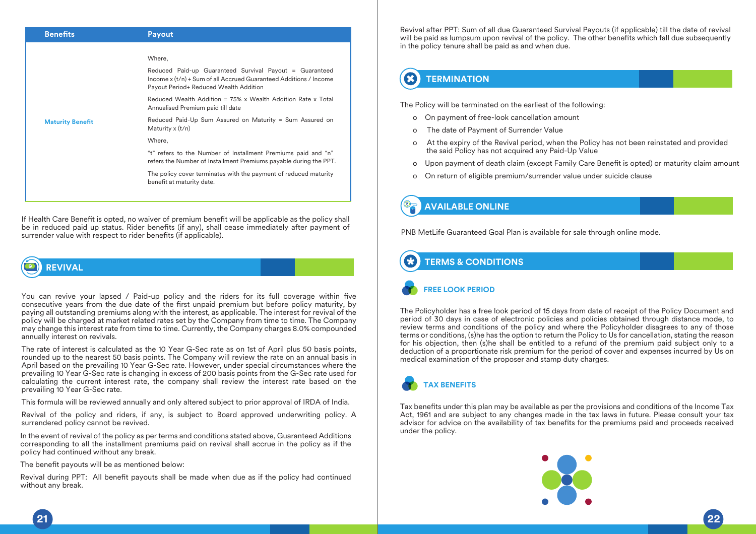| Benefits | Payout |
|---|---|
| Maturity Benefit | Where,<br>Reduced Paid-up Guaranteed Survival Payout = Guaranteed Income x (t/n) + Sum of all Accrued Guaranteed Additions / Income Payout Period+ Reduced Wealth Addition<br>Reduced Wealth Addition = 75% x Wealth Addition Rate x Total Annualised Premium paid till date<br>Reduced Paid-Up Sum Assured on Maturity = Sum Assured on Maturity x (t/n)<br>Where,<br>"t" refers to the Number of Installment Premiums paid and "n" refers the Number of Installment Premiums payable during the PPT.<br>The policy cover terminates with the payment of reduced maturity benefit at maturity date. |

If Health Care Benefit is opted, no waiver of premium benefit will be applicable as the policy shall be in reduced paid up status. Rider benefits (if any), shall cease immediately after payment of surrender value with respect to rider benefits (if applicable).

## REVIVAL

You can revive your lapsed / Paid-up policy and the riders for its full coverage within five consecutive years from the due date of the first unpaid premium but before policy maturity, by paying all outstanding premiums along with the interest, as applicable. The interest for revival of the policy will be charged at market related rates set by the Company from time to time. The Company may change this interest rate from time to time. Currently, the Company charges 8.0% compounded annually interest on revivals.

The rate of interest is calculated as the 10 Year G-Sec rate as on 1st of April plus 50 basis points, rounded up to the nearest 50 basis points. The Company will review the rate on an annual basis in April based on the prevailing 10 Year G-Sec rate. However, under special circumstances where the prevailing 10 Year G-Sec rate is changing in excess of 200 basis points from the G-Sec rate used for calculating the current interest rate, the company shall review the interest rate based on the prevailing 10 Year G-Sec rate.

This formula will be reviewed annually and only altered subject to prior approval of IRDA of India.

Revival of the policy and riders, if any, is subject to Board approved underwriting policy. A surrendered policy cannot be revived.

In the event of revival of the policy as per terms and conditions stated above, Guaranteed Additions corresponding to all the installment premiums paid on revival shall accrue in the policy as if the policy had continued without any break.

The benefit payouts will be as mentioned below:

Revival during PPT: All benefit payouts shall be made when due as if the policy had continued without any break.

Revival after PPT: Sum of all due Guaranteed Survival Payouts (if applicable) till the date of revival will be paid as lumpsum upon revival of the policy. The other benefits which fall due subsequently in the policy tenure shall be paid as and when due.

## TERMINATION

The Policy will be terminated on the earliest of the following:

- On payment of free-look cancellation amount
- The date of Payment of Surrender Value
- At the expiry of the Revival period, when the Policy has not been reinstated and provided the said Policy has not acquired any Paid-Up Value
- Upon payment of death claim (except Family Care Benefit is opted) or maturity claim amount
- On return of eligible premium/surrender value under suicide clause

## AVAILABLE ONLINE

PNB MetLife Guaranteed Goal Plan is available for sale through online mode.

## TERMS & CONDITIONS

### FREE LOOK PERIOD

The Policyholder has a free look period of 15 days from date of receipt of the Policy Document and period of 30 days in case of electronic policies and policies obtained through distance mode, to review terms and conditions of the policy and where the Policyholder disagrees to any of those terms or conditions, (s)he has the option to return the Policy to Us for cancellation, stating the reason for his objection, then (s)he shall be entitled to a refund of the premium paid subject only to a deduction of a proportionate risk premium for the period of cover and expenses incurred by Us on medical examination of the proposer and stamp duty charges.

### TAX BENEFITS

Tax benefits under this plan may be available as per the provisions and conditions of the Income Tax Act, 1961 and are subject to any changes made in the tax laws in future. Please consult your tax advisor for advice on the availability of tax benefits for the premiums paid and proceeds received under the policy.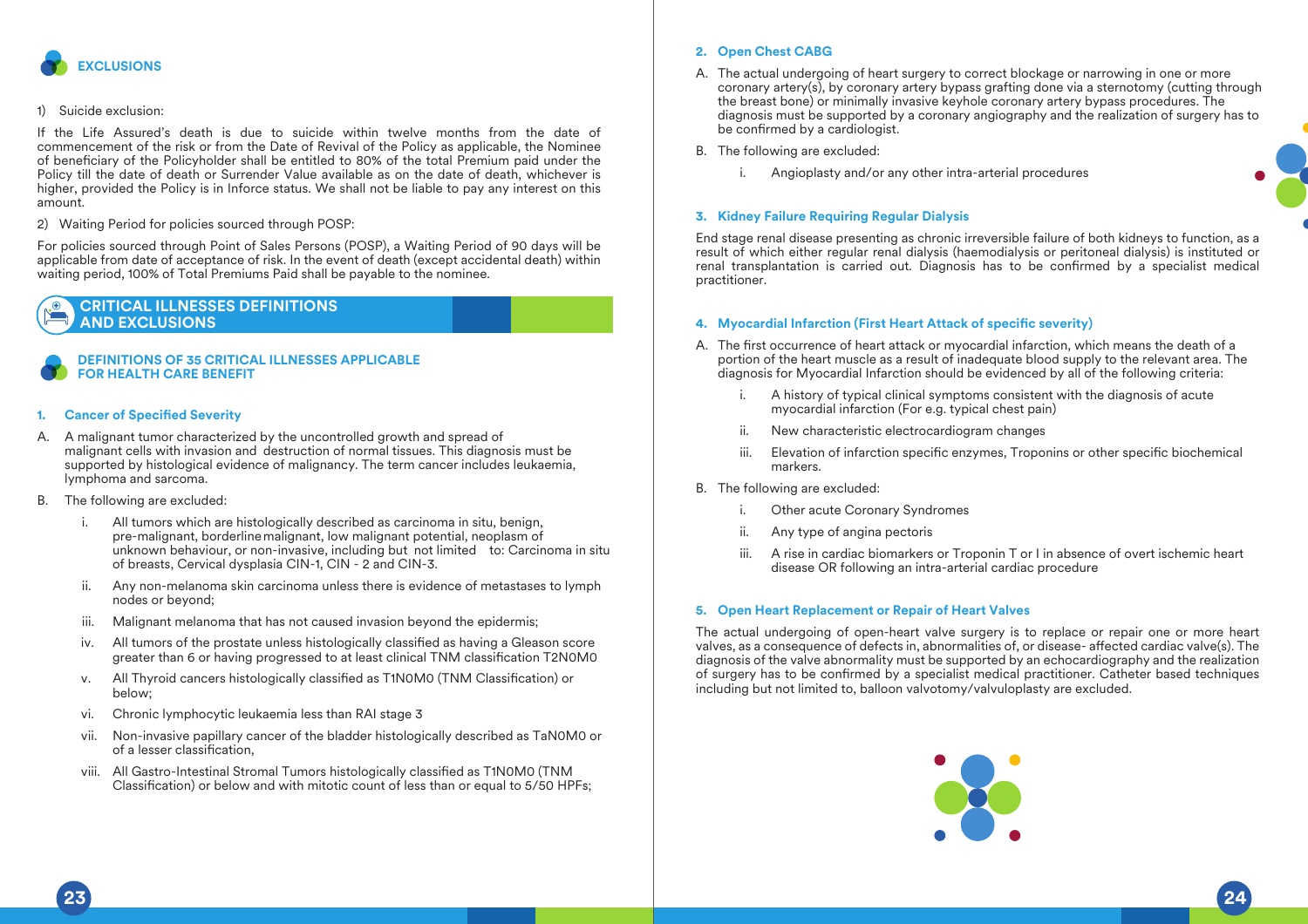## EXCLUSIONS

1) Suicide exclusion:

If the Life Assured's death is due to suicide within twelve months from the date of commencement of the risk or from the Date of Revival of the Policy as applicable, the Nominee of beneficiary of the Policyholder shall be entitled to 80% of the total Premium paid under the Policy till the date of death or Surrender Value available as on the date of death, whichever is higher, provided the Policy is in Inforce status. We shall not be liable to pay any interest on this amount.

2) Waiting Period for policies sourced through POSP:

For policies sourced through Point of Sales Persons (POSP), a Waiting Period of 90 days will be applicable from date of acceptance of risk. In the event of death (except accidental death) within waiting period, 100% of Total Premiums Paid shall be payable to the nominee.

## CRITICAL ILLNESSES DEFINITIONS AND EXCLUSIONS

### DEFINITIONS OF 35 CRITICAL ILLNESSES APPLICABLE FOR HEALTH CARE BENEFIT

#### 1. Cancer of Specified Severity

A. A malignant tumor characterized by the uncontrolled growth and spread of malignant cells with invasion and destruction of normal tissues. This diagnosis must be supported by histological evidence of malignancy. The term cancer includes leukaemia, lymphoma and sarcoma.

B. The following are excluded:

i. All tumors which are histologically described as carcinoma in situ, benign, pre-malignant, borderline malignant, low malignant potential, neoplasm of unknown behaviour, or non-invasive, including but not limited to: Carcinoma in situ of breasts, Cervical dysplasia CIN-1, CIN - 2 and CIN-3.

ii. Any non-melanoma skin carcinoma unless there is evidence of metastases to lymph nodes or beyond;

iii. Malignant melanoma that has not caused invasion beyond the epidermis;

iv. All tumors of the prostate unless histologically classified as having a Gleason score greater than 6 or having progressed to at least clinical TNM classification T2N0M0

v. All Thyroid cancers histologically classified as T1N0M0 (TNM Classification) or below;

vi. Chronic lymphocytic leukaemia less than RAI stage 3

vii. Non-invasive papillary cancer of the bladder histologically described as TaN0M0 or of a lesser classification,

viii. All Gastro-Intestinal Stromal Tumors histologically classified as T1N0M0 (TNM Classification) or below and with mitotic count of less than or equal to 5/50 HPFs;

#### 2. Open Chest CABG

A. The actual undergoing of heart surgery to correct blockage or narrowing in one or more coronary artery(s), by coronary artery bypass grafting done via a sternotomy (cutting through the breast bone) or minimally invasive keyhole coronary artery bypass procedures. The diagnosis must be supported by a coronary angiography and the realization of surgery has to be confirmed by a cardiologist.

B. The following are excluded:

i. Angioplasty and/or any other intra-arterial procedures

#### 3. Kidney Failure Requiring Regular Dialysis

End stage renal disease presenting as chronic irreversible failure of both kidneys to function, as a result of which either regular renal dialysis (haemodialysis or peritoneal dialysis) is instituted or renal transplantation is carried out. Diagnosis has to be confirmed by a specialist medical practitioner.

#### 4. Myocardial Infarction (First Heart Attack of specific severity)

A. The first occurrence of heart attack or myocardial infarction, which means the death of a portion of the heart muscle as a result of inadequate blood supply to the relevant area. The diagnosis for Myocardial Infarction should be evidenced by all of the following criteria:

i. A history of typical clinical symptoms consistent with the diagnosis of acute myocardial infarction (For e.g. typical chest pain)

ii. New characteristic electrocardiogram changes

iii. Elevation of infarction specific enzymes, Troponins or other specific biochemical markers.

B. The following are excluded:

i. Other acute Coronary Syndromes

ii. Any type of angina pectoris

iii. A rise in cardiac biomarkers or Troponin T or I in absence of overt ischemic heart disease OR following an intra-arterial cardiac procedure

#### 5. Open Heart Replacement or Repair of Heart Valves

The actual undergoing of open-heart valve surgery is to replace or repair one or more heart valves, as a consequence of defects in, abnormalities of, or disease- affected cardiac valve(s). The diagnosis of the valve abnormality must be supported by an echocardiography and the realization of surgery has to be confirmed by a specialist medical practitioner. Catheter based techniques including but not limited to, balloon valvotomy/valvuloplasty are excluded.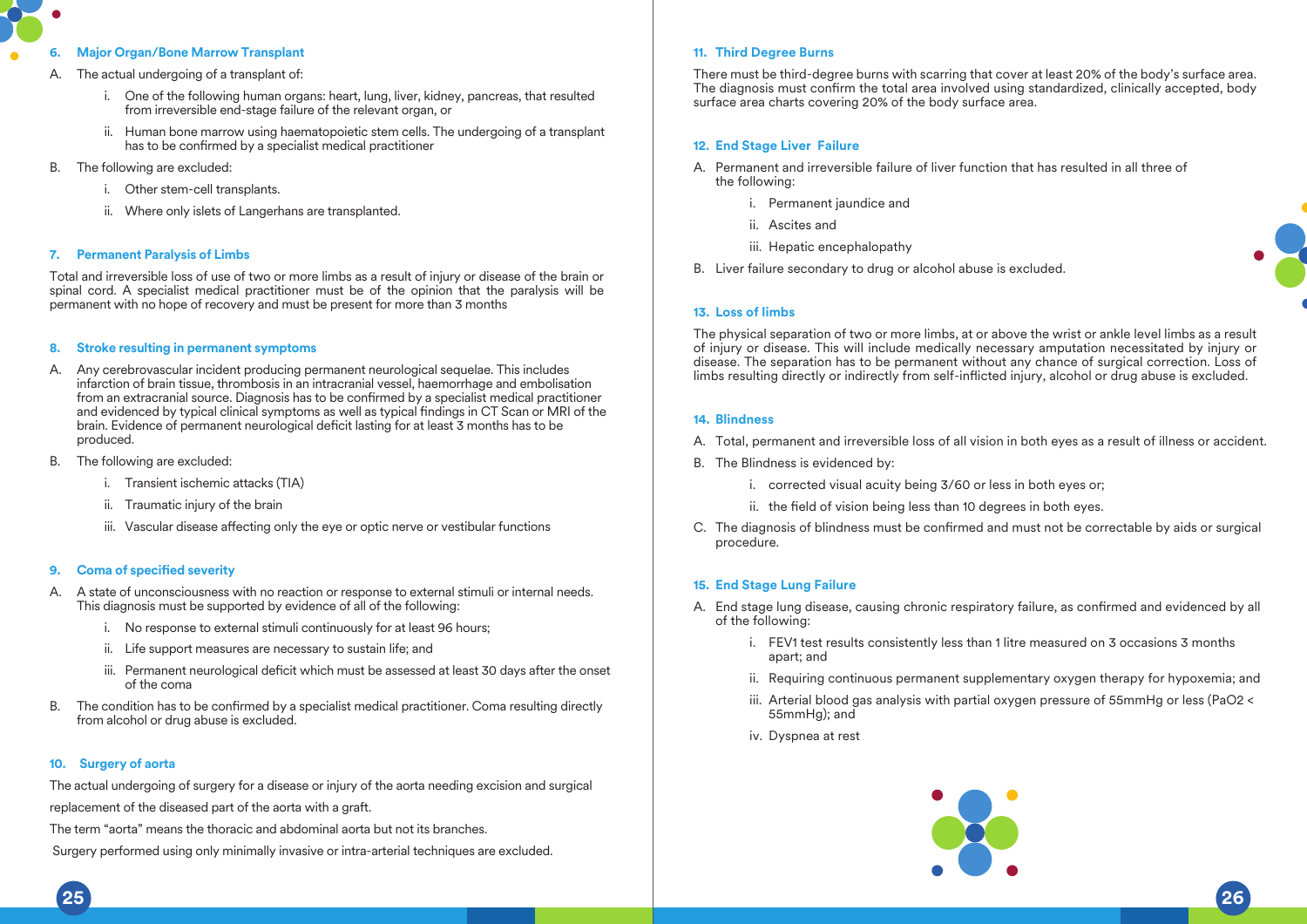### 6. Major Organ/Bone Marrow Transplant

A. The actual undergoing of a transplant of:

   i. One of the following human organs: heart, lung, liver, kidney, pancreas, that resulted from irreversible end-stage failure of the relevant organ, or

   ii. Human bone marrow using haematopoietic stem cells. The undergoing of a transplant has to be confirmed by a specialist medical practitioner

B. The following are excluded:

   i. Other stem-cell transplants.

   ii. Where only islets of Langerhans are transplanted.

### 7. Permanent Paralysis of Limbs

Total and irreversible loss of use of two or more limbs as a result of injury or disease of the brain or spinal cord. A specialist medical practitioner must be of the opinion that the paralysis will be permanent with no hope of recovery and must be present for more than 3 months

### 8. Stroke resulting in permanent symptoms

A. Any cerebrovascular incident producing permanent neurological sequelae. This includes infarction of brain tissue, thrombosis in an intracranial vessel, haemorrhage and embolisation from an extracranial source. Diagnosis has to be confirmed by a specialist medical practitioner and evidenced by typical clinical symptoms as well as typical findings in CT Scan or MRI of the brain. Evidence of permanent neurological deficit lasting for at least 3 months has to be produced.

B. The following are excluded:

   i. Transient ischemic attacks (TIA)

   ii. Traumatic injury of the brain

   iii. Vascular disease affecting only the eye or optic nerve or vestibular functions

### 9. Coma of specified severity

A. A state of unconsciousness with no reaction or response to external stimuli or internal needs. This diagnosis must be supported by evidence of all of the following:

   i. No response to external stimuli continuously for at least 96 hours;

   ii. Life support measures are necessary to sustain life; and

   iii. Permanent neurological deficit which must be assessed at least 30 days after the onset of the coma

B. The condition has to be confirmed by a specialist medical practitioner. Coma resulting directly from alcohol or drug abuse is excluded.

### 10. Surgery of aorta

The actual undergoing of surgery for a disease or injury of the aorta needing excision and surgical replacement of the diseased part of the aorta with a graft.

The term "aorta" means the thoracic and abdominal aorta but not its branches.

Surgery performed using only minimally invasive or intra-arterial techniques are excluded.

### 11. Third Degree Burns

There must be third-degree burns with scarring that cover at least 20% of the body's surface area. The diagnosis must confirm the total area involved using standardized, clinically accepted, body surface area charts covering 20% of the body surface area.

### 12. End Stage Liver Failure

A. Permanent and irreversible failure of liver function that has resulted in all three of the following:

   i. Permanent jaundice and

   ii. Ascites and

   iii. Hepatic encephalopathy

B. Liver failure secondary to drug or alcohol abuse is excluded.

### 13. Loss of limbs

The physical separation of two or more limbs, at or above the wrist or ankle level limbs as a result of injury or disease. This will include medically necessary amputation necessitated by injury or disease. The separation has to be permanent without any chance of surgical correction. Loss of limbs resulting directly or indirectly from self-inflicted injury, alcohol or drug abuse is excluded.

### 14. Blindness

A. Total, permanent and irreversible loss of all vision in both eyes as a result of illness or accident.

B. The Blindness is evidenced by:

   i. corrected visual acuity being 3/60 or less in both eyes or;

   ii. the field of vision being less than 10 degrees in both eyes.

C. The diagnosis of blindness must be confirmed and must not be correctable by aids or surgical procedure.

### 15. End Stage Lung Failure

A. End stage lung disease, causing chronic respiratory failure, as confirmed and evidenced by all of the following:

   i. FEV1 test results consistently less than 1 litre measured on 3 occasions 3 months apart; and

   ii. Requiring continuous permanent supplementary oxygen therapy for hypoxemia; and

   iii. Arterial blood gas analysis with partial oxygen pressure of 55mmHg or less ($PaO_2 <$ 55mmHg); and

   iv. Dyspnea at rest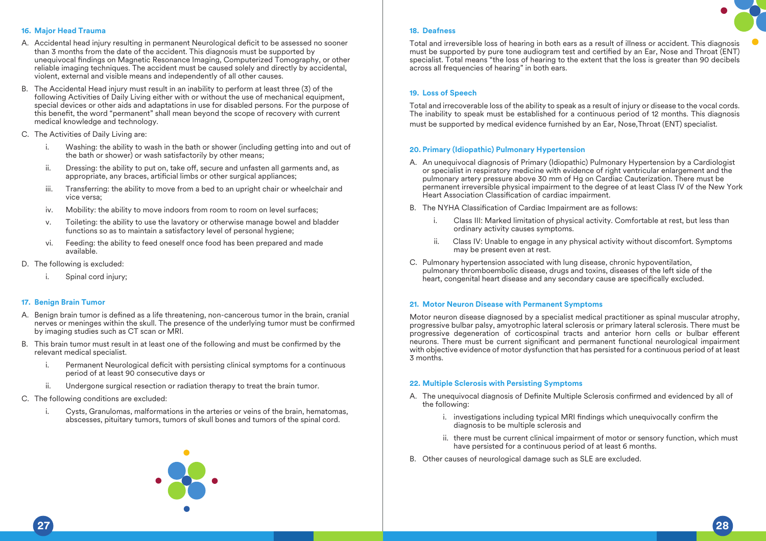### 16. Major Head Trauma

A. Accidental head injury resulting in permanent Neurological deficit to be assessed no sooner than 3 months from the date of the accident. This diagnosis must be supported by unequivocal findings on Magnetic Resonance Imaging, Computerized Tomography, or other reliable imaging techniques. The accident must be caused solely and directly by accidental, violent, external and visible means and independently of all other causes.

B. The Accidental Head injury must result in an inability to perform at least three (3) of the following Activities of Daily Living either with or without the use of mechanical equipment, special devices or other aids and adaptations in use for disabled persons. For the purpose of this benefit, the word "permanent" shall mean beyond the scope of recovery with current medical knowledge and technology.

C. The Activities of Daily Living are:

   i. Washing: the ability to wash in the bath or shower (including getting into and out of the bath or shower) or wash satisfactorily by other means;

   ii. Dressing: the ability to put on, take off, secure and unfasten all garments and, as appropriate, any braces, artificial limbs or other surgical appliances;

   iii. Transferring: the ability to move from a bed to an upright chair or wheelchair and vice versa;

   iv. Mobility: the ability to move indoors from room to room on level surfaces;

   v. Toileting: the ability to use the lavatory or otherwise manage bowel and bladder functions so as to maintain a satisfactory level of personal hygiene;

   vi. Feeding: the ability to feed oneself once food has been prepared and made available.

D. The following is excluded:

   i. Spinal cord injury;

### 17. Benign Brain Tumor

A. Benign brain tumor is defined as a life threatening, non-cancerous tumor in the brain, cranial nerves or meninges within the skull. The presence of the underlying tumor must be confirmed by imaging studies such as CT scan or MRI.

B. This brain tumor must result in at least one of the following and must be confirmed by the relevant medical specialist.

   i. Permanent Neurological deficit with persisting clinical symptoms for a continuous period of at least 90 consecutive days or

   ii. Undergone surgical resection or radiation therapy to treat the brain tumor.

C. The following conditions are excluded:

   i. Cysts, Granulomas, malformations in the arteries or veins of the brain, hematomas, abscesses, pituitary tumors, tumors of skull bones and tumors of the spinal cord.

### 18. Deafness

Total and irreversible loss of hearing in both ears as a result of illness or accident. This diagnosis must be supported by pure tone audiogram test and certified by an Ear, Nose and Throat (ENT) specialist. Total means "the loss of hearing to the extent that the loss is greater than 90 decibels across all frequencies of hearing" in both ears.

### 19. Loss of Speech

Total and irrecoverable loss of the ability to speak as a result of injury or disease to the vocal cords. The inability to speak must be established for a continuous period of 12 months. This diagnosis must be supported by medical evidence furnished by an Ear, Nose,Throat (ENT) specialist.

### 20. Primary (Idiopathic) Pulmonary Hypertension

A. An unequivocal diagnosis of Primary (Idiopathic) Pulmonary Hypertension by a Cardiologist or specialist in respiratory medicine with evidence of right ventricular enlargement and the pulmonary artery pressure above 30 mm of Hg on Cardiac Cauterization. There must be permanent irreversible physical impairment to the degree of at least Class IV of the New York Heart Association Classification of cardiac impairment.

B. The NYHA Classification of Cardiac Impairment are as follows:

   i. Class III: Marked limitation of physical activity. Comfortable at rest, but less than ordinary activity causes symptoms.

   ii. Class IV: Unable to engage in any physical activity without discomfort. Symptoms may be present even at rest.

C. Pulmonary hypertension associated with lung disease, chronic hypoventilation, pulmonary thromboembolic disease, drugs and toxins, diseases of the left side of the heart, congenital heart disease and any secondary cause are specifically excluded.

### 21. Motor Neuron Disease with Permanent Symptoms

Motor neuron disease diagnosed by a specialist medical practitioner as spinal muscular atrophy, progressive bulbar palsy, amyotrophic lateral sclerosis or primary lateral sclerosis. There must be progressive degeneration of corticospinal tracts and anterior horn cells or bulbar efferent neurons. There must be current significant and permanent functional neurological impairment with objective evidence of motor dysfunction that has persisted for a continuous period of at least 3 months.

### 22. Multiple Sclerosis with Persisting Symptoms

A. The unequivocal diagnosis of Definite Multiple Sclerosis confirmed and evidenced by all of the following:

   i. investigations including typical MRI findings which unequivocally confirm the diagnosis to be multiple sclerosis and

   ii. there must be current clinical impairment of motor or sensory function, which must have persisted for a continuous period of at least 6 months.

B. Other causes of neurological damage such as SLE are excluded.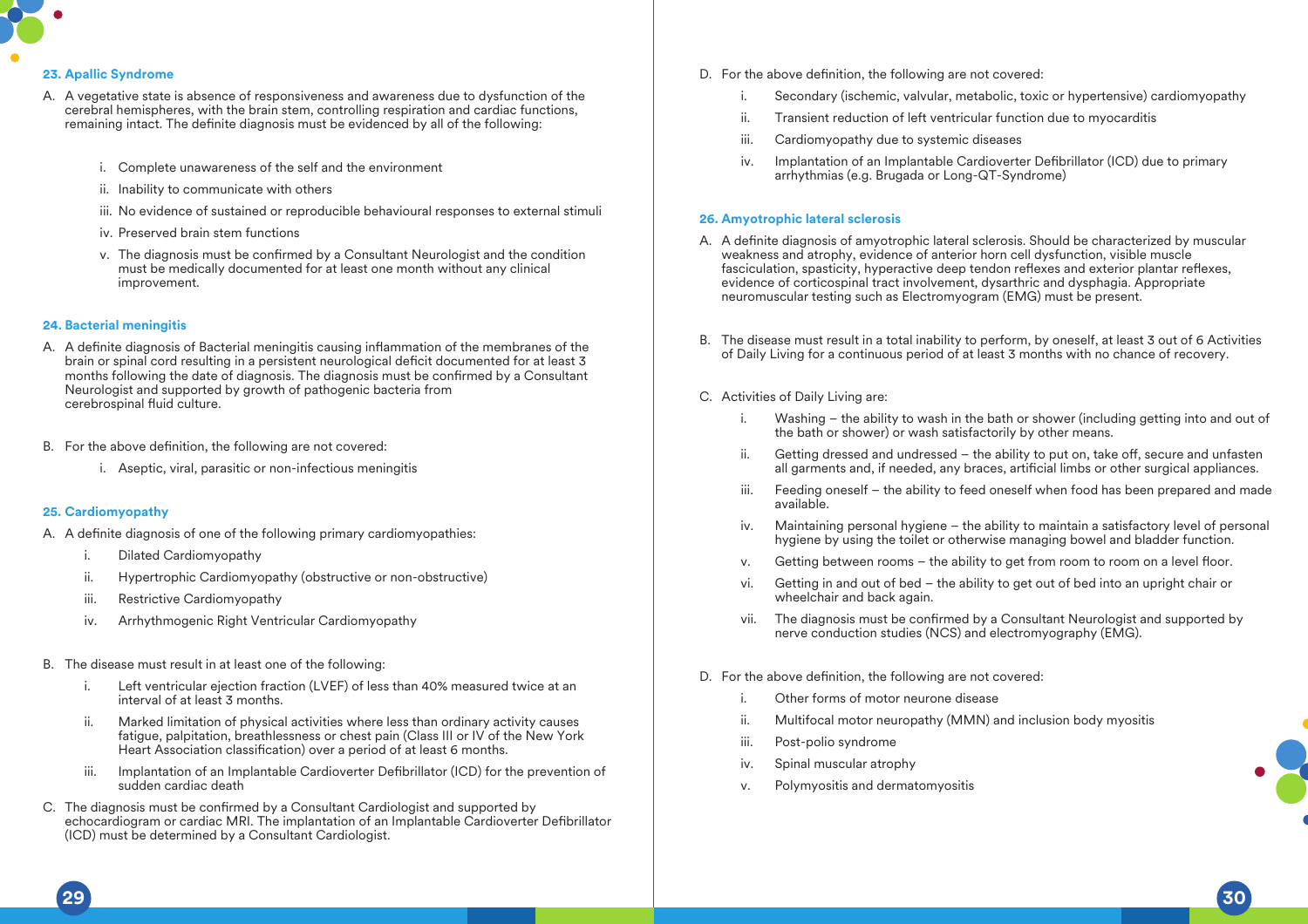### 23. Apallic Syndrome

A. A vegetative state is absence of responsiveness and awareness due to dysfunction of the cerebral hemispheres, with the brain stem, controlling respiration and cardiac functions, remaining intact. The definite diagnosis must be evidenced by all of the following:

   i. Complete unawareness of the self and the environment
   ii. Inability to communicate with others
   iii. No evidence of sustained or reproducible behavioural responses to external stimuli
   iv. Preserved brain stem functions
   v. The diagnosis must be confirmed by a Consultant Neurologist and the condition must be medically documented for at least one month without any clinical improvement.

### 24. Bacterial meningitis

A. A definite diagnosis of Bacterial meningitis causing inflammation of the membranes of the brain or spinal cord resulting in a persistent neurological deficit documented for at least 3 months following the date of diagnosis. The diagnosis must be confirmed by a Consultant Neurologist and supported by growth of pathogenic bacteria from cerebrospinal fluid culture.

B. For the above definition, the following are not covered:

   i. Aseptic, viral, parasitic or non-infectious meningitis

### 25. Cardiomyopathy

A. A definite diagnosis of one of the following primary cardiomyopathies:

   i. Dilated Cardiomyopathy
   ii. Hypertrophic Cardiomyopathy (obstructive or non-obstructive)
   iii. Restrictive Cardiomyopathy
   iv. Arrhythmogenic Right Ventricular Cardiomyopathy

B. The disease must result in at least one of the following:

   i. Left ventricular ejection fraction (LVEF) of less than 40% measured twice at an interval of at least 3 months.
   ii. Marked limitation of physical activities where less than ordinary activity causes fatigue, palpitation, breathlessness or chest pain (Class III or IV of the New York Heart Association classification) over a period of at least 6 months.
   iii. Implantation of an Implantable Cardioverter Defibrillator (ICD) for the prevention of sudden cardiac death

C. The diagnosis must be confirmed by a Consultant Cardiologist and supported by echocardiogram or cardiac MRI. The implantation of an Implantable Cardioverter Defibrillator (ICD) must be determined by a Consultant Cardiologist.

D. For the above definition, the following are not covered:

   i. Secondary (ischemic, valvular, metabolic, toxic or hypertensive) cardiomyopathy
   ii. Transient reduction of left ventricular function due to myocarditis
   iii. Cardiomyopathy due to systemic diseases
   iv. Implantation of an Implantable Cardioverter Defibrillator (ICD) due to primary arrhythmias (e.g. Brugada or Long-QT-Syndrome)

### 26. Amyotrophic lateral sclerosis

A. A definite diagnosis of amyotrophic lateral sclerosis. Should be characterized by muscular weakness and atrophy, evidence of anterior horn cell dysfunction, visible muscle fasciculation, spasticity, hyperactive deep tendon reflexes and exterior plantar reflexes, evidence of corticospinal tract involvement, dysarthric and dysphagia. Appropriate neuromuscular testing such as Electromyogram (EMG) must be present.

B. The disease must result in a total inability to perform, by oneself, at least 3 out of 6 Activities of Daily Living for a continuous period of at least 3 months with no chance of recovery.

C. Activities of Daily Living are:

   i. Washing – the ability to wash in the bath or shower (including getting into and out of the bath or shower) or wash satisfactorily by other means.
   ii. Getting dressed and undressed – the ability to put on, take off, secure and unfasten all garments and, if needed, any braces, artificial limbs or other surgical appliances.
   iii. Feeding oneself – the ability to feed oneself when food has been prepared and made available.
   iv. Maintaining personal hygiene – the ability to maintain a satisfactory level of personal hygiene by using the toilet or otherwise managing bowel and bladder function.
   v. Getting between rooms – the ability to get from room to room on a level floor.
   vi. Getting in and out of bed – the ability to get out of bed into an upright chair or wheelchair and back again.
   vii. The diagnosis must be confirmed by a Consultant Neurologist and supported by nerve conduction studies (NCS) and electromyography (EMG).

D. For the above definition, the following are not covered:

   i. Other forms of motor neurone disease
   ii. Multifocal motor neuropathy (MMN) and inclusion body myositis
   iii. Post-polio syndrome
   iv. Spinal muscular atrophy
   v. Polymyositis and dermatomyositis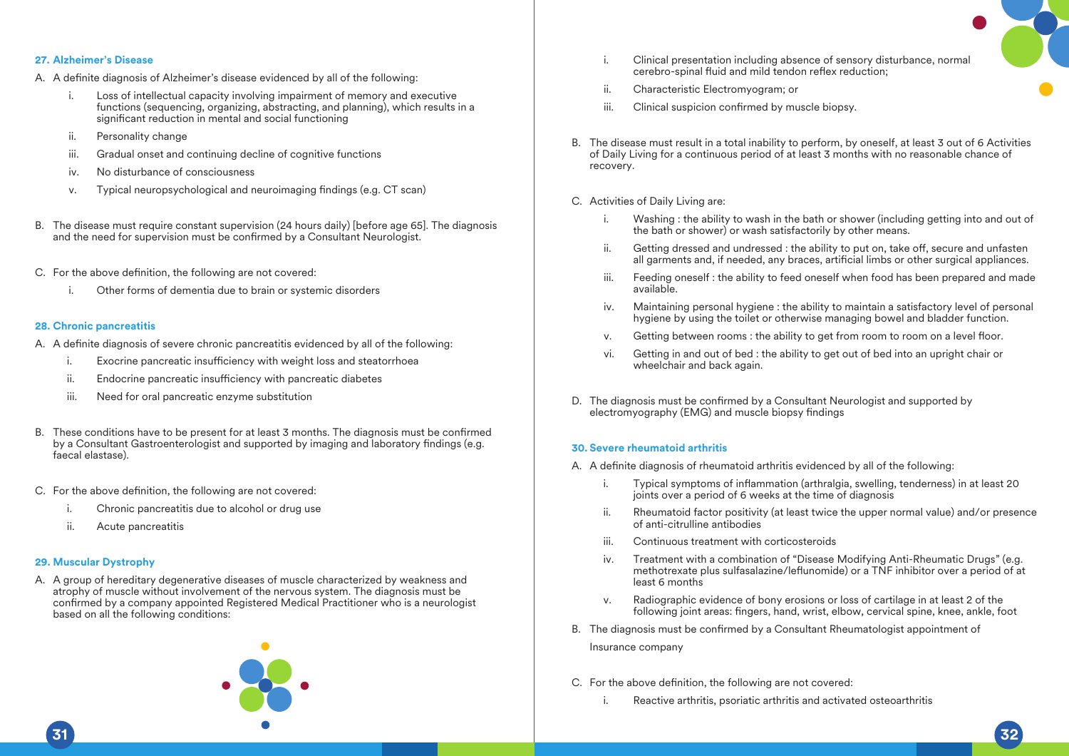### 27. Alzheimer's Disease

A. A definite diagnosis of Alzheimer's disease evidenced by all of the following:

   i. Loss of intellectual capacity involving impairment of memory and executive functions (sequencing, organizing, abstracting, and planning), which results in a significant reduction in mental and social functioning

   ii. Personality change

   iii. Gradual onset and continuing decline of cognitive functions

   iv. No disturbance of consciousness

   v. Typical neuropsychological and neuroimaging findings (e.g. CT scan)

B. The disease must require constant supervision (24 hours daily) [before age 65]. The diagnosis and the need for supervision must be confirmed by a Consultant Neurologist.

C. For the above definition, the following are not covered:

   i. Other forms of dementia due to brain or systemic disorders

### 28. Chronic pancreatitis

A. A definite diagnosis of severe chronic pancreatitis evidenced by all of the following:

   i. Exocrine pancreatic insufficiency with weight loss and steatorrhoea

   ii. Endocrine pancreatic insufficiency with pancreatic diabetes

   iii. Need for oral pancreatic enzyme substitution

B. These conditions have to be present for at least 3 months. The diagnosis must be confirmed by a Consultant Gastroenterologist and supported by imaging and laboratory findings (e.g. faecal elastase).

C. For the above definition, the following are not covered:

   i. Chronic pancreatitis due to alcohol or drug use

   ii. Acute pancreatitis

### 29. Muscular Dystrophy

A. A group of hereditary degenerative diseases of muscle characterized by weakness and atrophy of muscle without involvement of the nervous system. The diagnosis must be confirmed by a company appointed Registered Medical Practitioner who is a neurologist based on all the following conditions:

   i. Clinical presentation including absence of sensory disturbance, normal cerebro-spinal fluid and mild tendon reflex reduction;

   ii. Characteristic Electromyogram; or

   iii. Clinical suspicion confirmed by muscle biopsy.

B. The disease must result in a total inability to perform, by oneself, at least 3 out of 6 Activities of Daily Living for a continuous period of at least 3 months with no reasonable chance of recovery.

C. Activities of Daily Living are:

   i. Washing : the ability to wash in the bath or shower (including getting into and out of the bath or shower) or wash satisfactorily by other means.

   ii. Getting dressed and undressed : the ability to put on, take off, secure and unfasten all garments and, if needed, any braces, artificial limbs or other surgical appliances.

   iii. Feeding oneself : the ability to feed oneself when food has been prepared and made available.

   iv. Maintaining personal hygiene : the ability to maintain a satisfactory level of personal hygiene by using the toilet or otherwise managing bowel and bladder function.

   v. Getting between rooms : the ability to get from room to room on a level floor.

   vi. Getting in and out of bed : the ability to get out of bed into an upright chair or wheelchair and back again.

D. The diagnosis must be confirmed by a Consultant Neurologist and supported by electromyography (EMG) and muscle biopsy findings

### 30. Severe rheumatoid arthritis

A. A definite diagnosis of rheumatoid arthritis evidenced by all of the following:

   i. Typical symptoms of inflammation (arthralgia, swelling, tenderness) in at least 20 joints over a period of 6 weeks at the time of diagnosis

   ii. Rheumatoid factor positivity (at least twice the upper normal value) and/or presence of anti-citrulline antibodies

   iii. Continuous treatment with corticosteroids

   iv. Treatment with a combination of "Disease Modifying Anti-Rheumatic Drugs" (e.g. methotrexate plus sulfasalazine/leflunomide) or a TNF inhibitor over a period of at least 6 months

   v. Radiographic evidence of bony erosions or loss of cartilage in at least 2 of the following joint areas: fingers, hand, wrist, elbow, cervical spine, knee, ankle, foot

B. The diagnosis must be confirmed by a Consultant Rheumatologist appointment of Insurance company

C. For the above definition, the following are not covered:

   i. Reactive arthritis, psoriatic arthritis and activated osteoarthritis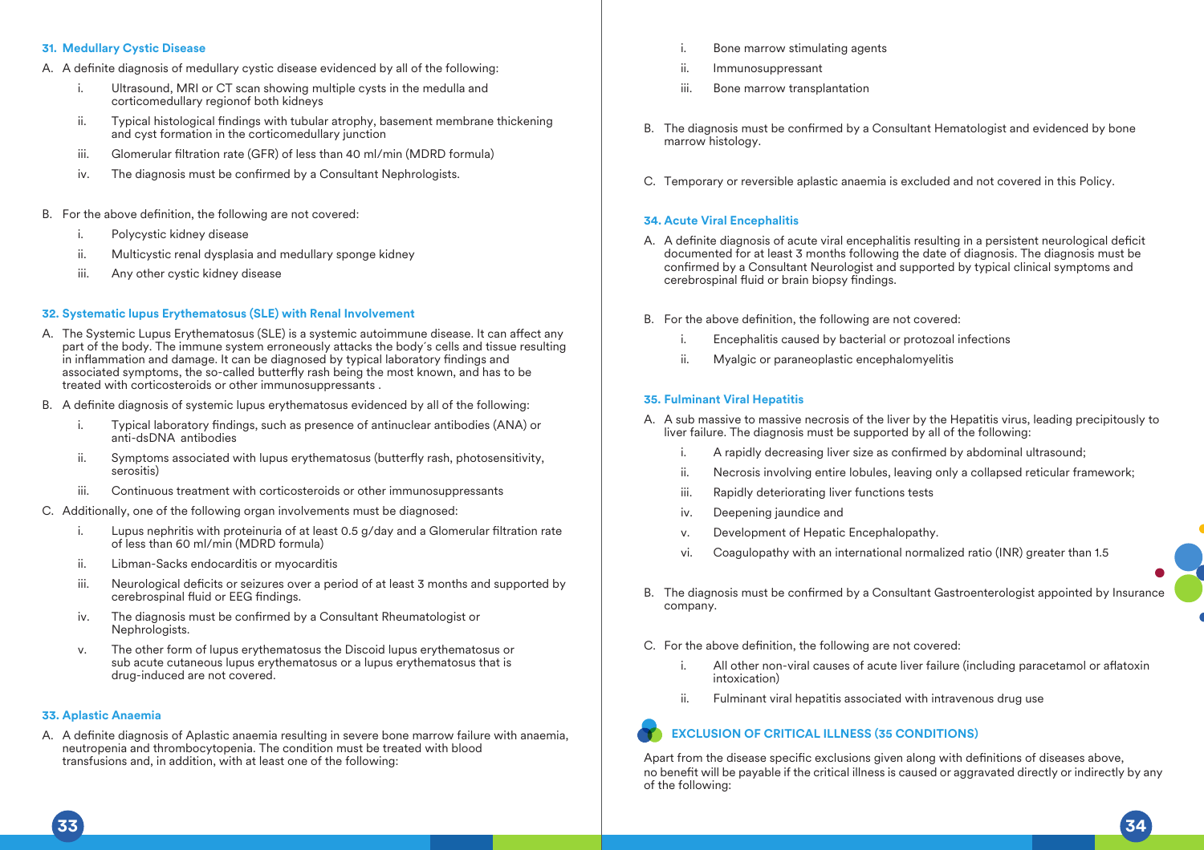### 31. Medullary Cystic Disease

A. A definite diagnosis of medullary cystic disease evidenced by all of the following:

   i. Ultrasound, MRI or CT scan showing multiple cysts in the medulla and corticomedullary regionof both kidneys

   ii. Typical histological findings with tubular atrophy, basement membrane thickening and cyst formation in the corticomedullary junction

   iii. Glomerular filtration rate (GFR) of less than 40 ml/min (MDRD formula)

   iv. The diagnosis must be confirmed by a Consultant Nephrologists.

B. For the above definition, the following are not covered:

   i. Polycystic kidney disease

   ii. Multicystic renal dysplasia and medullary sponge kidney

   iii. Any other cystic kidney disease

### 32. Systematic lupus Erythematosus (SLE) with Renal Involvement

A. The Systemic Lupus Erythematosus (SLE) is a systemic autoimmune disease. It can affect any part of the body. The immune system erroneously attacks the body´s cells and tissue resulting in inflammation and damage. It can be diagnosed by typical laboratory findings and associated symptoms, the so-called butterfly rash being the most known, and has to be treated with corticosteroids or other immunosuppressants .

B. A definite diagnosis of systemic lupus erythematosus evidenced by all of the following:

   i. Typical laboratory findings, such as presence of antinuclear antibodies (ANA) or anti-dsDNA antibodies

   ii. Symptoms associated with lupus erythematosus (butterfly rash, photosensitivity, serositis)

   iii. Continuous treatment with corticosteroids or other immunosuppressants

C. Additionally, one of the following organ involvements must be diagnosed:

   i. Lupus nephritis with proteinuria of at least 0.5 g/day and a Glomerular filtration rate of less than 60 ml/min (MDRD formula)

   ii. Libman-Sacks endocarditis or myocarditis

   iii. Neurological deficits or seizures over a period of at least 3 months and supported by cerebrospinal fluid or EEG findings.

   iv. The diagnosis must be confirmed by a Consultant Rheumatologist or Nephrologists.

   v. The other form of lupus erythematosus the Discoid lupus erythematosus or sub acute cutaneous lupus erythematosus or a lupus erythematosus that is drug-induced are not covered.

### 33. Aplastic Anaemia

A. A definite diagnosis of Aplastic anaemia resulting in severe bone marrow failure with anaemia, neutropenia and thrombocytopenia. The condition must be treated with blood transfusions and, in addition, with at least one of the following:

   i. Bone marrow stimulating agents

   ii. Immunosuppressant

   iii. Bone marrow transplantation

B. The diagnosis must be confirmed by a Consultant Hematologist and evidenced by bone marrow histology.

C. Temporary or reversible aplastic anaemia is excluded and not covered in this Policy.

### 34. Acute Viral Encephalitis

A. A definite diagnosis of acute viral encephalitis resulting in a persistent neurological deficit documented for at least 3 months following the date of diagnosis. The diagnosis must be confirmed by a Consultant Neurologist and supported by typical clinical symptoms and cerebrospinal fluid or brain biopsy findings.

B. For the above definition, the following are not covered:

   i. Encephalitis caused by bacterial or protozoal infections

   ii. Myalgic or paraneoplastic encephalomyelitis

### 35. Fulminant Viral Hepatitis

A. A sub massive to massive necrosis of the liver by the Hepatitis virus, leading precipitously to liver failure. The diagnosis must be supported by all of the following:

   i. A rapidly decreasing liver size as confirmed by abdominal ultrasound;

   ii. Necrosis involving entire lobules, leaving only a collapsed reticular framework;

   iii. Rapidly deteriorating liver functions tests

   iv. Deepening jaundice and

   v. Development of Hepatic Encephalopathy.

   vi. Coagulopathy with an international normalized ratio (INR) greater than 1.5

B. The diagnosis must be confirmed by a Consultant Gastroenterologist appointed by Insurance company.

C. For the above definition, the following are not covered:

   i. All other non-viral causes of acute liver failure (including paracetamol or aflatoxin intoxication)

   ii. Fulminant viral hepatitis associated with intravenous drug use

## EXCLUSION OF CRITICAL ILLNESS (35 CONDITIONS)

Apart from the disease specific exclusions given along with definitions of diseases above, no benefit will be payable if the critical illness is caused or aggravated directly or indirectly by any of the following: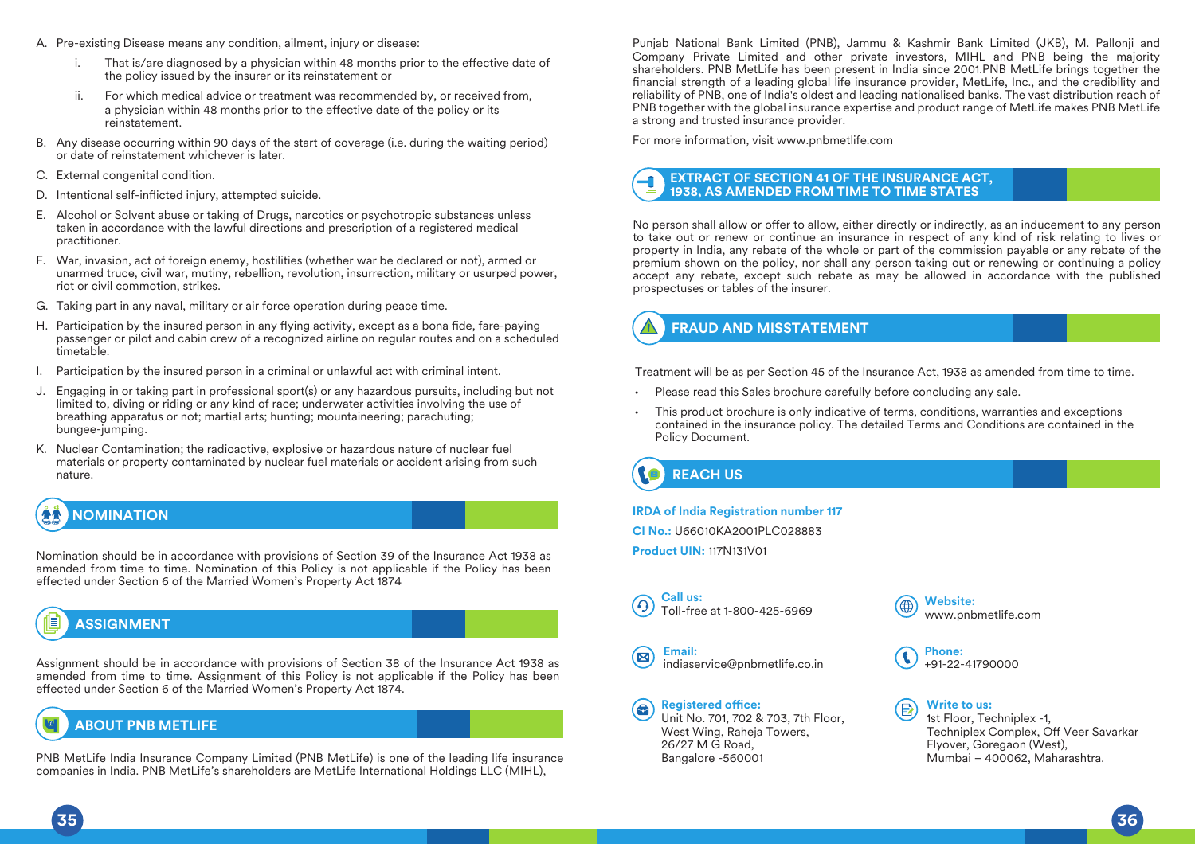A. Pre-existing Disease means any condition, ailment, injury or disease:

   i. That is/are diagnosed by a physician within 48 months prior to the effective date of the policy issued by the insurer or its reinstatement or

   ii. For which medical advice or treatment was recommended by, or received from, a physician within 48 months prior to the effective date of the policy or its reinstatement.

B. Any disease occurring within 90 days of the start of coverage (i.e. during the waiting period) or date of reinstatement whichever is later.

C. External congenital condition.

D. Intentional self-inflicted injury, attempted suicide.

E. Alcohol or Solvent abuse or taking of Drugs, narcotics or psychotropic substances unless taken in accordance with the lawful directions and prescription of a registered medical practitioner.

F. War, invasion, act of foreign enemy, hostilities (whether war be declared or not), armed or unarmed truce, civil war, mutiny, rebellion, revolution, insurrection, military or usurped power, riot or civil commotion, strikes.

G. Taking part in any naval, military or air force operation during peace time.

H. Participation by the insured person in any flying activity, except as a bona fide, fare-paying passenger or pilot and cabin crew of a recognized airline on regular routes and on a scheduled timetable.

I. Participation by the insured person in a criminal or unlawful act with criminal intent.

J. Engaging in or taking part in professional sport(s) or any hazardous pursuits, including but not limited to, diving or riding or any kind of race; underwater activities involving the use of breathing apparatus or not; martial arts; hunting; mountaineering; parachuting; bungee-jumping.

K. Nuclear Contamination; the radioactive, explosive or hazardous nature of nuclear fuel materials or property contaminated by nuclear fuel materials or accident arising from such nature.

## NOMINATION

Nomination should be in accordance with provisions of Section 39 of the Insurance Act 1938 as amended from time to time. Nomination of this Policy is not applicable if the Policy has been effected under Section 6 of the Married Women's Property Act 1874

## ASSIGNMENT

Assignment should be in accordance with provisions of Section 38 of the Insurance Act 1938 as amended from time to time. Assignment of this Policy is not applicable if the Policy has been effected under Section 6 of the Married Women's Property Act 1874.

## ABOUT PNB METLIFE

PNB MetLife India Insurance Company Limited (PNB MetLife) is one of the leading life insurance companies in India. PNB MetLife's shareholders are MetLife International Holdings LLC (MIHL), Punjab National Bank Limited (PNB), Jammu & Kashmir Bank Limited (JKB), M. Pallonji and Company Private Limited and other private investors, MIHL and PNB being the majority shareholders. PNB MetLife has been present in India since 2001.PNB MetLife brings together the financial strength of a leading global life insurance provider, MetLife, Inc., and the credibility and reliability of PNB, one of India's oldest and leading nationalised banks. The vast distribution reach of PNB together with the global insurance expertise and product range of MetLife makes PNB MetLife a strong and trusted insurance provider.

For more information, visit www.pnbmetlife.com

## EXTRACT OF SECTION 41 OF THE INSURANCE ACT, 1938, AS AMENDED FROM TIME TO TIME STATES

No person shall allow or offer to allow, either directly or indirectly, as an inducement to any person to take out or renew or continue an insurance in respect of any kind of risk relating to lives or property in India, any rebate of the whole or part of the commission payable or any rebate of the premium shown on the policy, nor shall any person taking out or renewing or continuing a policy accept any rebate, except such rebate as may be allowed in accordance with the published prospectuses or tables of the insurer.

## FRAUD AND MISSTATEMENT

Treatment will be as per Section 45 of the Insurance Act, 1938 as amended from time to time.

- Please read this Sales brochure carefully before concluding any sale.
- This product brochure is only indicative of terms, conditions, warranties and exceptions contained in the insurance policy. The detailed Terms and Conditions are contained in the Policy Document.

## REACH US

**IRDA of India Registration number 117**

**CI No.:** U66010KA2001PLC028883

**Product UIN:** 117N131V01

**Call us:**
Toll-free at 1-800-425-6969

**Website:**
www.pnbmetlife.com

**Email:**
indiaservice@pnbmetlife.co.in

**Phone:**
+91-22-41790000

**Registered office:**
Unit No. 701, 702 & 703, 7th Floor,
West Wing, Raheja Towers,
26/27 M G Road,
Bangalore -560001

**Write to us:**
1st Floor, Techniplex -1,
Techniplex Complex, Off Veer Savarkar
Flyover, Goregaon (West),
Mumbai – 400062, Maharashtra.